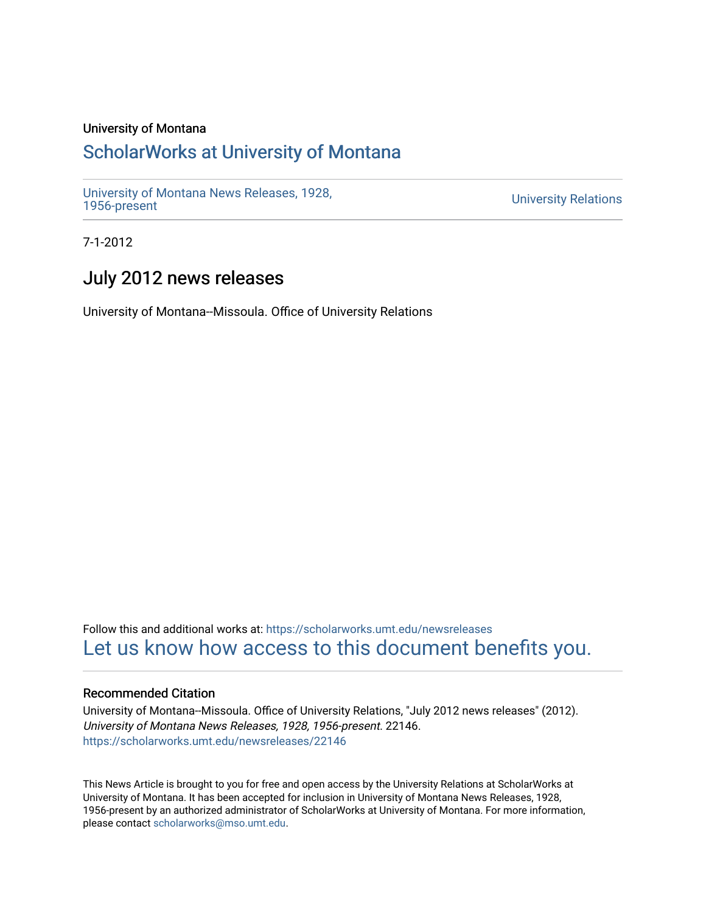University of Montana

# ScholarWorks at University of Montana

University of Montana News Releases, 1928, 1956-present

University Relations

7-1-2012

## July 2012 news releases

University of Montana--Missoula. Office of University Relations

Follow this and additional works at: https://scholarworks.umt.edu/newsreleases

Let us know how access to this document benefits you.

### Recommended Citation

University of Montana--Missoula. Office of University Relations, "July 2012 news releases" (2012). *University of Montana News Releases, 1928, 1956-present*. 22146.
https://scholarworks.umt.edu/newsreleases/22146

This News Article is brought to you for free and open access by the University Relations at ScholarWorks at University of Montana. It has been accepted for inclusion in University of Montana News Releases, 1928, 1956-present by an authorized administrator of ScholarWorks at University of Montana. For more information, please contact scholarworks@mso.umt.edu.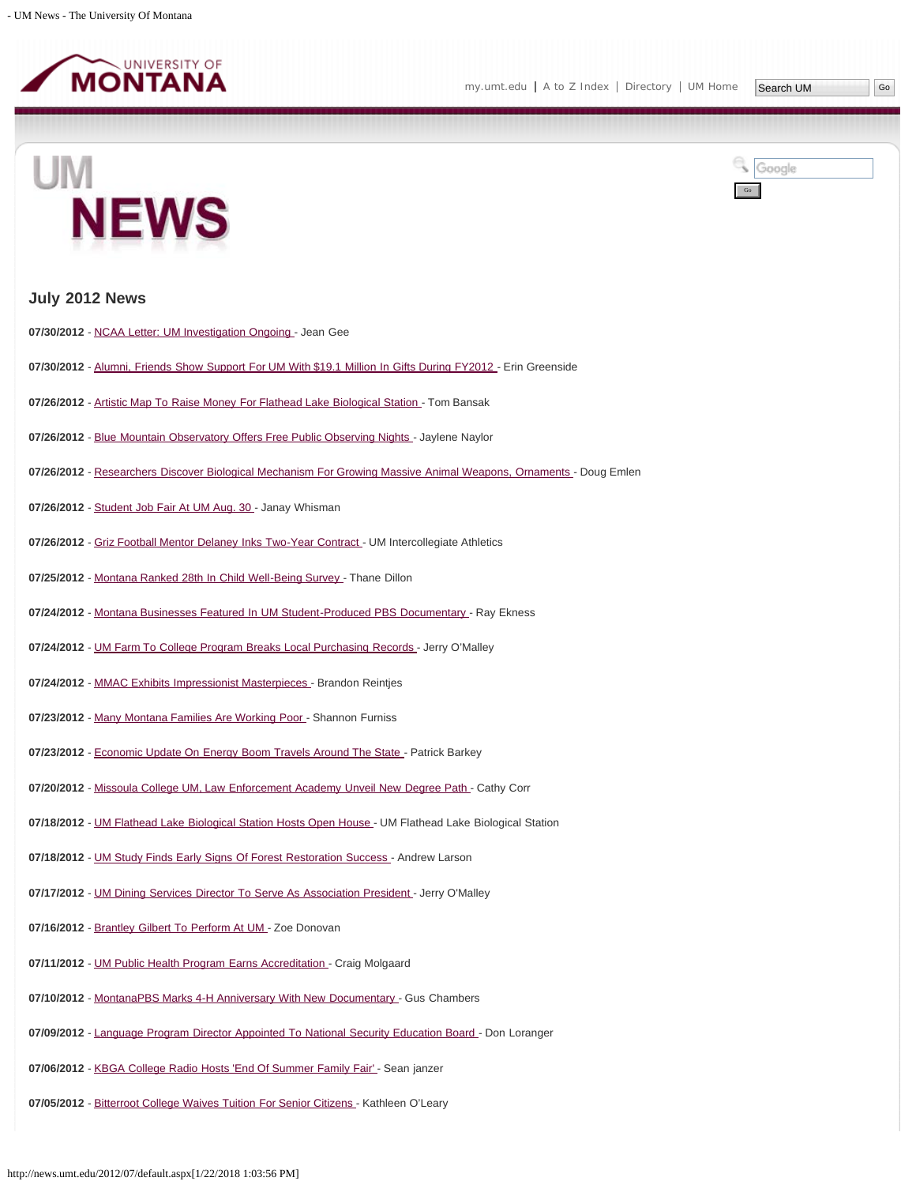# UM NEWS

## July 2012 News

**07/30/2012** - NCAA Letter: UM Investigation Ongoing - Jean Gee

**07/30/2012** - Alumni, Friends Show Support For UM With $19.1 Million In Gifts During FY2012 - Erin Greenside

**07/26/2012** - Artistic Map To Raise Money For Flathead Lake Biological Station - Tom Bansak

**07/26/2012** - Blue Mountain Observatory Offers Free Public Observing Nights - Jaylene Naylor

**07/26/2012** - Researchers Discover Biological Mechanism For Growing Massive Animal Weapons, Ornaments - Doug Emlen

**07/26/2012** - Student Job Fair At UM Aug. 30 - Janay Whisman

**07/26/2012** - Griz Football Mentor Delaney Inks Two-Year Contract - UM Intercollegiate Athletics

**07/25/2012** - Montana Ranked 28th In Child Well-Being Survey - Thane Dillon

**07/24/2012** - Montana Businesses Featured In UM Student-Produced PBS Documentary - Ray Ekness

**07/24/2012** - UM Farm To College Program Breaks Local Purchasing Records - Jerry O'Malley

**07/24/2012** - MMAC Exhibits Impressionist Masterpieces - Brandon Reintjes

**07/23/2012** - Many Montana Families Are Working Poor - Shannon Furniss

**07/23/2012** - Economic Update On Energy Boom Travels Around The State - Patrick Barkey

**07/20/2012** - Missoula College UM, Law Enforcement Academy Unveil New Degree Path - Cathy Corr

**07/18/2012** - UM Flathead Lake Biological Station Hosts Open House - UM Flathead Lake Biological Station

**07/18/2012** - UM Study Finds Early Signs Of Forest Restoration Success - Andrew Larson

**07/17/2012** - UM Dining Services Director To Serve As Association President - Jerry O'Malley

**07/16/2012** - Brantley Gilbert To Perform At UM - Zoe Donovan

**07/11/2012** - UM Public Health Program Earns Accreditation - Craig Molgaard

**07/10/2012** - MontanaPBS Marks 4-H Anniversary With New Documentary - Gus Chambers

**07/09/2012** - Language Program Director Appointed To National Security Education Board - Don Loranger

**07/06/2012** - KBGA College Radio Hosts 'End Of Summer Family Fair' - Sean janzer

**07/05/2012** - Bitterroot College Waives Tuition For Senior Citizens - Kathleen O'Leary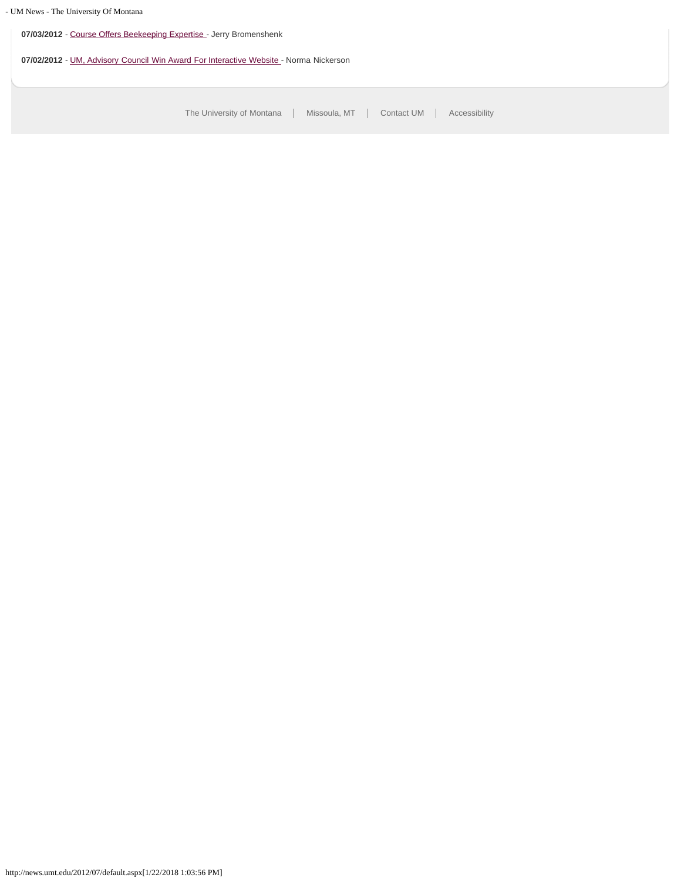**07/03/2012** - Course Offers Beekeeping Expertise - Jerry Bromenshenk

**07/02/2012** - UM, Advisory Council Win Award For Interactive Website - Norma Nickerson

The University of Montana | Missoula, MT | Contact UM | Accessibility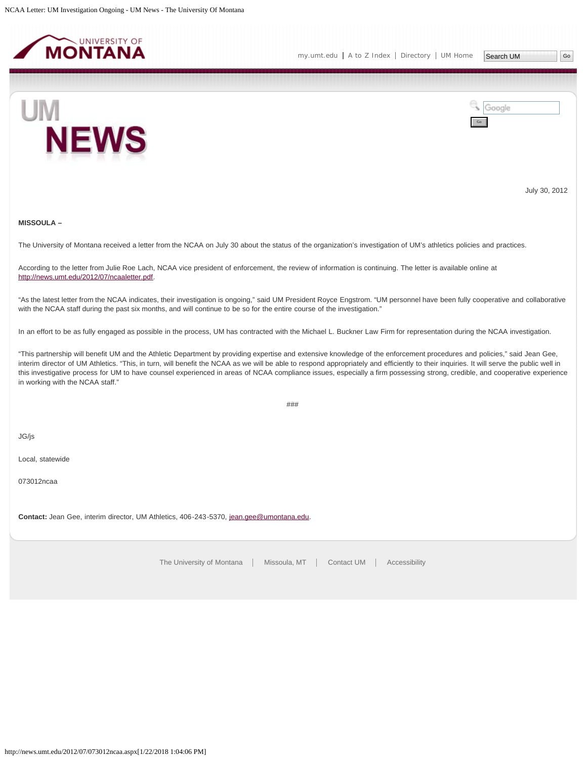July 30, 2012

**MISSOULA –**

The University of Montana received a letter from the NCAA on July 30 about the status of the organization's investigation of UM's athletics policies and practices.

According to the letter from Julie Roe Lach, NCAA vice president of enforcement, the review of information is continuing. The letter is available online at http://news.umt.edu/2012/07/ncaaletter.pdf.

"As the latest letter from the NCAA indicates, their investigation is ongoing," said UM President Royce Engstrom. "UM personnel have been fully cooperative and collaborative with the NCAA staff during the past six months, and will continue to be so for the entire course of the investigation."

In an effort to be as fully engaged as possible in the process, UM has contracted with the Michael L. Buckner Law Firm for representation during the NCAA investigation.

"This partnership will benefit UM and the Athletic Department by providing expertise and extensive knowledge of the enforcement procedures and policies," said Jean Gee, interim director of UM Athletics. "This, in turn, will benefit the NCAA as we will be able to respond appropriately and efficiently to their inquiries. It will serve the public well in this investigative process for UM to have counsel experienced in areas of NCAA compliance issues, especially a firm possessing strong, credible, and cooperative experience in working with the NCAA staff."

###

JG/js

Local, statewide

073012ncaa

**Contact:** Jean Gee, interim director, UM Athletics, 406-243-5370, jean.gee@umontana.edu.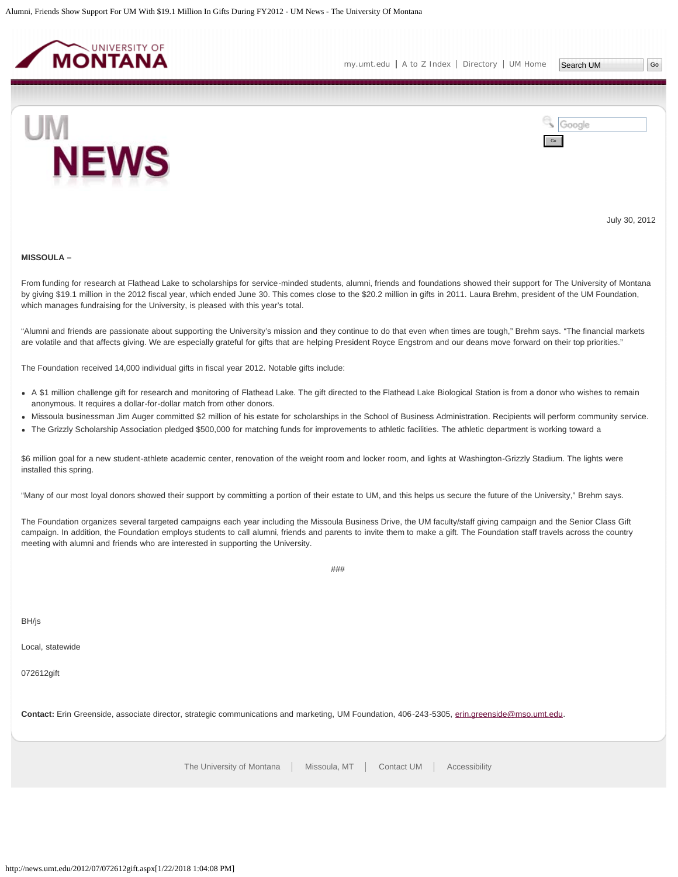July 30, 2012

**MISSOULA –**

From funding for research at Flathead Lake to scholarships for service-minded students, alumni, friends and foundations showed their support for The University of Montana by giving $19.1 million in the 2012 fiscal year, which ended June 30. This comes close to the $20.2 million in gifts in 2011. Laura Brehm, president of the UM Foundation, which manages fundraising for the University, is pleased with this year's total.

"Alumni and friends are passionate about supporting the University's mission and they continue to do that even when times are tough," Brehm says. "The financial markets are volatile and that affects giving. We are especially grateful for gifts that are helping President Royce Engstrom and our deans move forward on their top priorities."

The Foundation received 14,000 individual gifts in fiscal year 2012. Notable gifts include:

- A $1 million challenge gift for research and monitoring of Flathead Lake. The gift directed to the Flathead Lake Biological Station is from a donor who wishes to remain anonymous. It requires a dollar-for-dollar match from other donors.
- Missoula businessman Jim Auger committed $2 million of his estate for scholarships in the School of Business Administration. Recipients will perform community service.
- The Grizzly Scholarship Association pledged $500,000 for matching funds for improvements to athletic facilities. The athletic department is working toward a

$6 million goal for a new student-athlete academic center, renovation of the weight room and locker room, and lights at Washington-Grizzly Stadium. The lights were installed this spring.

"Many of our most loyal donors showed their support by committing a portion of their estate to UM, and this helps us secure the future of the University," Brehm says.

The Foundation organizes several targeted campaigns each year including the Missoula Business Drive, the UM faculty/staff giving campaign and the Senior Class Gift campaign. In addition, the Foundation employs students to call alumni, friends and parents to invite them to make a gift. The Foundation staff travels across the country meeting with alumni and friends who are interested in supporting the University.

###

BH/js

Local, statewide

072612gift

**Contact:** Erin Greenside, associate director, strategic communications and marketing, UM Foundation, 406-243-5305, erin.greenside@mso.umt.edu.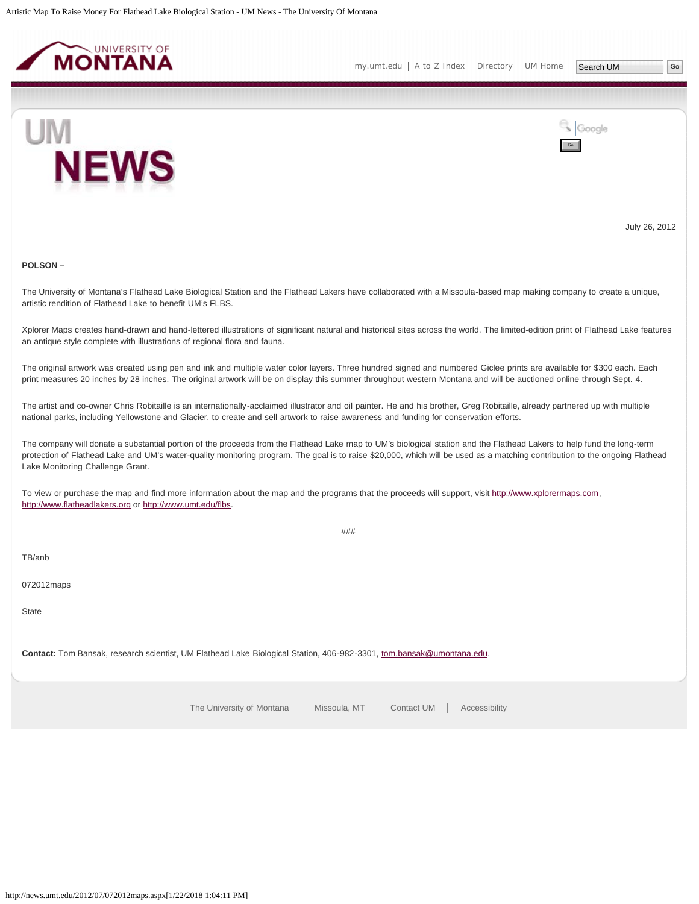July 26, 2012

**POLSON –**

The University of Montana's Flathead Lake Biological Station and the Flathead Lakers have collaborated with a Missoula-based map making company to create a unique, artistic rendition of Flathead Lake to benefit UM's FLBS.

Xplorer Maps creates hand-drawn and hand-lettered illustrations of significant natural and historical sites across the world. The limited-edition print of Flathead Lake features an antique style complete with illustrations of regional flora and fauna.

The original artwork was created using pen and ink and multiple water color layers. Three hundred signed and numbered Giclee prints are available for $300 each. Each print measures 20 inches by 28 inches. The original artwork will be on display this summer throughout western Montana and will be auctioned online through Sept. 4.

The artist and co-owner Chris Robitaille is an internationally-acclaimed illustrator and oil painter. He and his brother, Greg Robitaille, already partnered up with multiple national parks, including Yellowstone and Glacier, to create and sell artwork to raise awareness and funding for conservation efforts.

The company will donate a substantial portion of the proceeds from the Flathead Lake map to UM's biological station and the Flathead Lakers to help fund the long-term protection of Flathead Lake and UM's water-quality monitoring program. The goal is to raise $20,000, which will be used as a matching contribution to the ongoing Flathead Lake Monitoring Challenge Grant.

To view or purchase the map and find more information about the map and the programs that the proceeds will support, visit http://www.xplorermaps.com, http://www.flatheadlakers.org or http://www.umt.edu/flbs.

###

TB/anb

072012maps

State

**Contact:** Tom Bansak, research scientist, UM Flathead Lake Biological Station, 406-982-3301, tom.bansak@umontana.edu.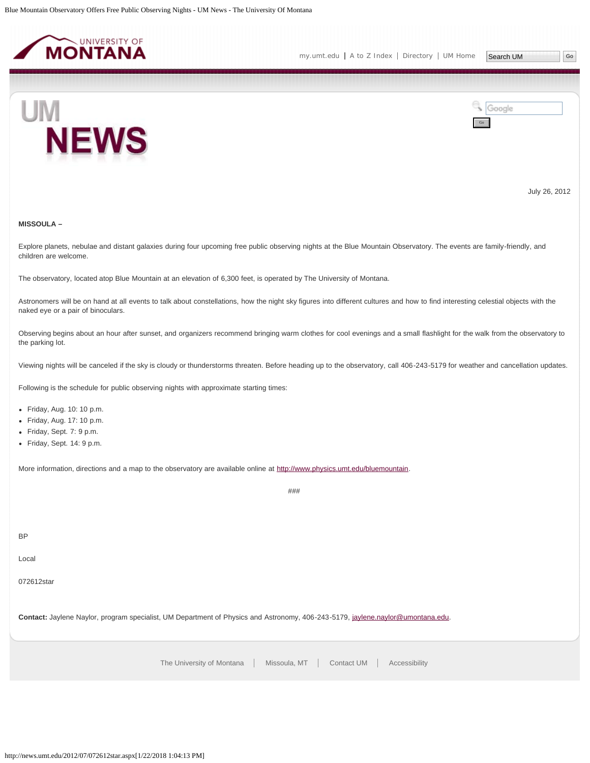July 26, 2012

**MISSOULA –**

Explore planets, nebulae and distant galaxies during four upcoming free public observing nights at the Blue Mountain Observatory. The events are family-friendly, and children are welcome.

The observatory, located atop Blue Mountain at an elevation of 6,300 feet, is operated by The University of Montana.

Astronomers will be on hand at all events to talk about constellations, how the night sky figures into different cultures and how to find interesting celestial objects with the naked eye or a pair of binoculars.

Observing begins about an hour after sunset, and organizers recommend bringing warm clothes for cool evenings and a small flashlight for the walk from the observatory to the parking lot.

Viewing nights will be canceled if the sky is cloudy or thunderstorms threaten. Before heading up to the observatory, call 406-243-5179 for weather and cancellation updates.

Following is the schedule for public observing nights with approximate starting times:

- Friday, Aug. 10: 10 p.m.
- Friday, Aug. 17: 10 p.m.
- Friday, Sept. 7: 9 p.m.
- Friday, Sept. 14: 9 p.m.

More information, directions and a map to the observatory are available online at http://www.physics.umt.edu/bluemountain.

###

BP

Local

072612star

**Contact:** Jaylene Naylor, program specialist, UM Department of Physics and Astronomy, 406-243-5179, jaylene.naylor@umontana.edu.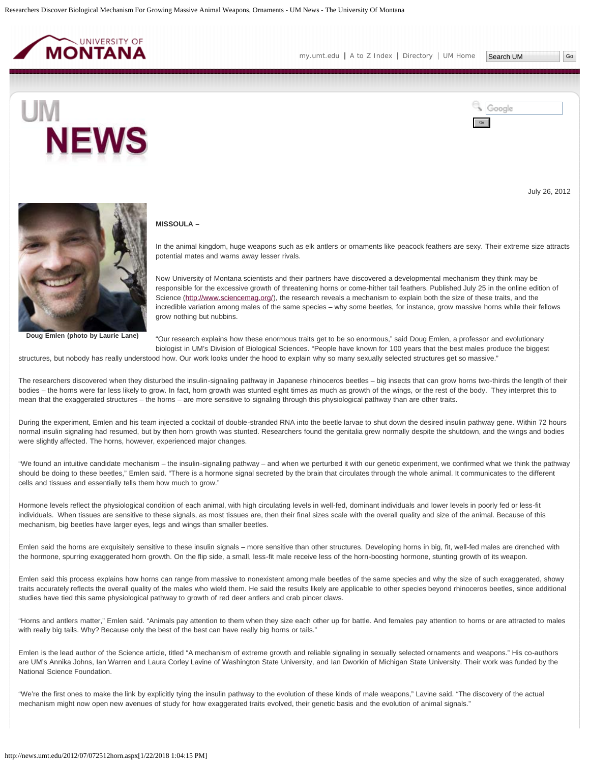July 26, 2012

Doug Emlen (photo by Laurie Lane)

**MISSOULA –**

In the animal kingdom, huge weapons such as elk antlers or ornaments like peacock feathers are sexy. Their extreme size attracts potential mates and warns away lesser rivals.

Now University of Montana scientists and their partners have discovered a developmental mechanism they think may be responsible for the excessive growth of threatening horns or come-hither tail feathers. Published July 25 in the online edition of Science (http://www.sciencemag.org/), the research reveals a mechanism to explain both the size of these traits, and the incredible variation among males of the same species – why some beetles, for instance, grow massive horns while their fellows grow nothing but nubbins.

"Our research explains how these enormous traits get to be so enormous," said Doug Emlen, a professor and evolutionary biologist in UM's Division of Biological Sciences. "People have known for 100 years that the best males produce the biggest structures, but nobody has really understood how. Our work looks under the hood to explain why so many sexually selected structures get so massive."

The researchers discovered when they disturbed the insulin-signaling pathway in Japanese rhinoceros beetles – big insects that can grow horns two-thirds the length of their bodies – the horns were far less likely to grow. In fact, horn growth was stunted eight times as much as growth of the wings, or the rest of the body. They interpret this to mean that the exaggerated structures – the horns – are more sensitive to signaling through this physiological pathway than are other traits.

During the experiment, Emlen and his team injected a cocktail of double-stranded RNA into the beetle larvae to shut down the desired insulin pathway gene. Within 72 hours normal insulin signaling had resumed, but by then horn growth was stunted. Researchers found the genitalia grew normally despite the shutdown, and the wings and bodies were slightly affected. The horns, however, experienced major changes.

"We found an intuitive candidate mechanism – the insulin-signaling pathway – and when we perturbed it with our genetic experiment, we confirmed what we think the pathway should be doing to these beetles," Emlen said. "There is a hormone signal secreted by the brain that circulates through the whole animal. It communicates to the different cells and tissues and essentially tells them how much to grow."

Hormone levels reflect the physiological condition of each animal, with high circulating levels in well-fed, dominant individuals and lower levels in poorly fed or less-fit individuals. When tissues are sensitive to these signals, as most tissues are, then their final sizes scale with the overall quality and size of the animal. Because of this mechanism, big beetles have larger eyes, legs and wings than smaller beetles.

Emlen said the horns are exquisitely sensitive to these insulin signals – more sensitive than other structures. Developing horns in big, fit, well-fed males are drenched with the hormone, spurring exaggerated horn growth. On the flip side, a small, less-fit male receive less of the horn-boosting hormone, stunting growth of its weapon.

Emlen said this process explains how horns can range from massive to nonexistent among male beetles of the same species and why the size of such exaggerated, showy traits accurately reflects the overall quality of the males who wield them. He said the results likely are applicable to other species beyond rhinoceros beetles, since additional studies have tied this same physiological pathway to growth of red deer antlers and crab pincer claws.

"Horns and antlers matter," Emlen said. "Animals pay attention to them when they size each other up for battle. And females pay attention to horns or are attracted to males with really big tails. Why? Because only the best of the best can have really big horns or tails."

Emlen is the lead author of the Science article, titled "A mechanism of extreme growth and reliable signaling in sexually selected ornaments and weapons." His co-authors are UM's Annika Johns, Ian Warren and Laura Corley Lavine of Washington State University, and Ian Dworkin of Michigan State University. Their work was funded by the National Science Foundation.

"We're the first ones to make the link by explicitly tying the insulin pathway to the evolution of these kinds of male weapons," Lavine said. "The discovery of the actual mechanism might now open new avenues of study for how exaggerated traits evolved, their genetic basis and the evolution of animal signals."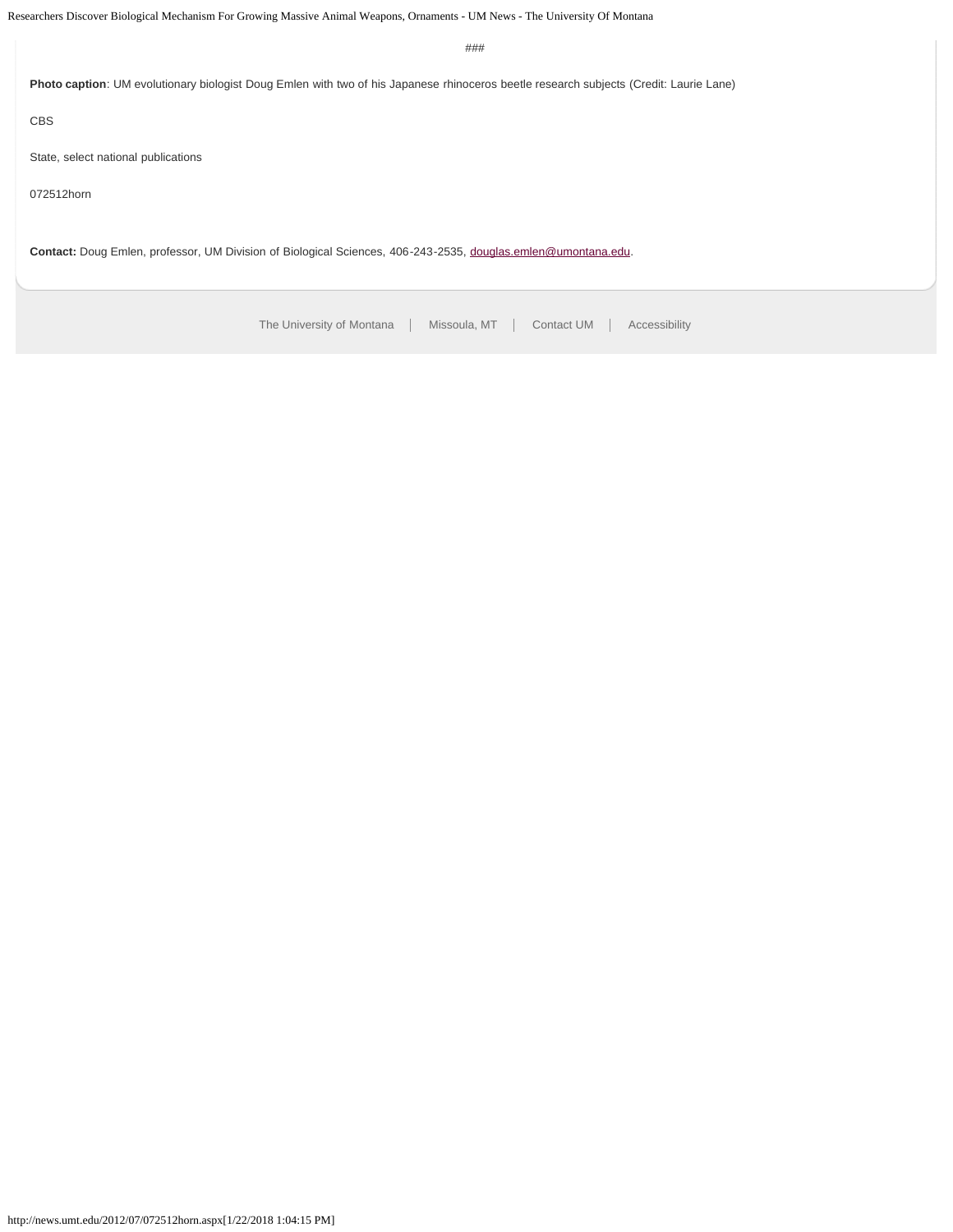###

**Photo caption**: UM evolutionary biologist Doug Emlen with two of his Japanese rhinoceros beetle research subjects (Credit: Laurie Lane)

CBS

State, select national publications

072512horn

**Contact:** Doug Emlen, professor, UM Division of Biological Sciences, 406-243-2535, douglas.emlen@umontana.edu.

The University of Montana | Missoula, MT | Contact UM | Accessibility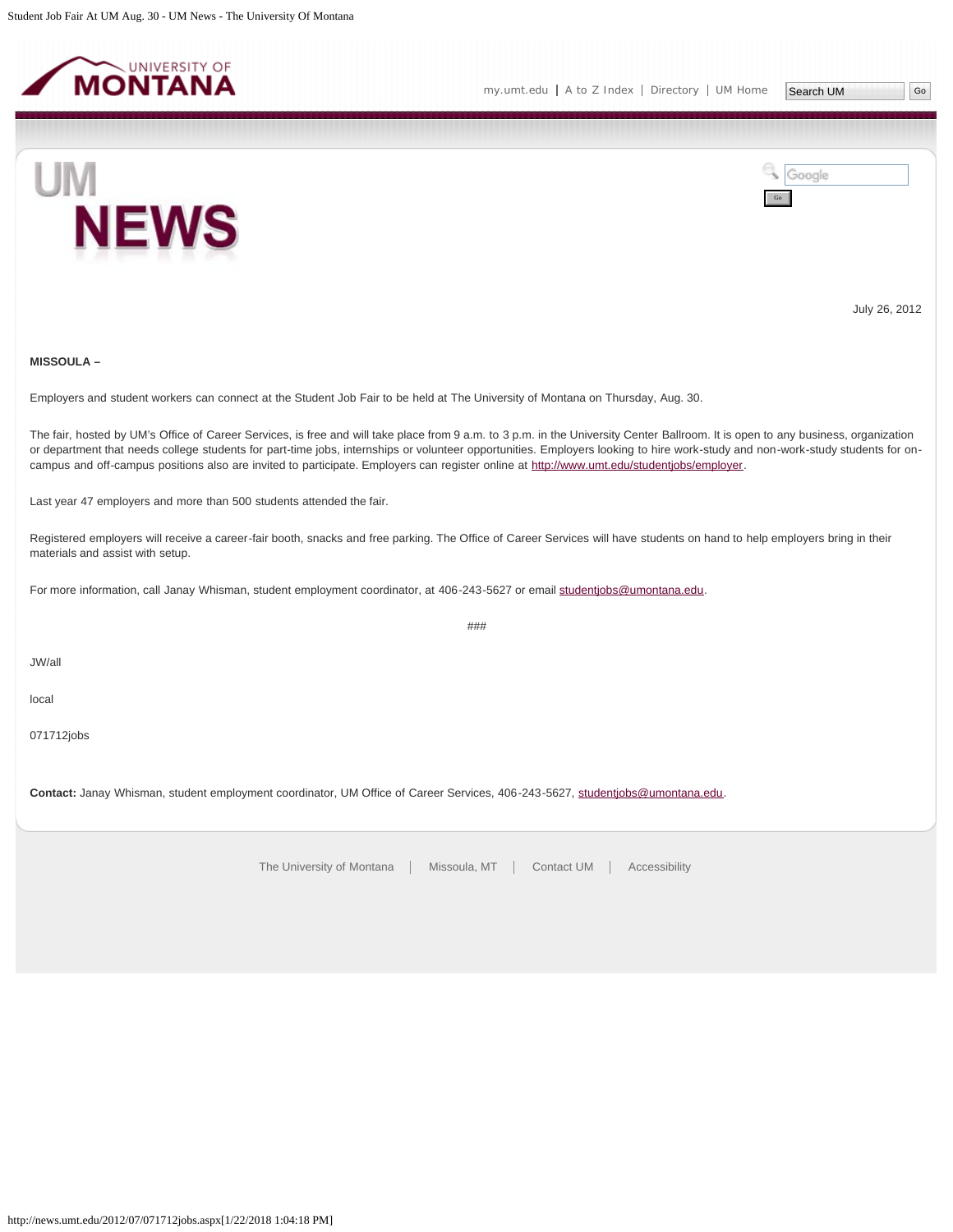July 26, 2012

**MISSOULA –**

Employers and student workers can connect at the Student Job Fair to be held at The University of Montana on Thursday, Aug. 30.

The fair, hosted by UM's Office of Career Services, is free and will take place from 9 a.m. to 3 p.m. in the University Center Ballroom. It is open to any business, organization or department that needs college students for part-time jobs, internships or volunteer opportunities. Employers looking to hire work-study and non-work-study students for on-campus and off-campus positions also are invited to participate. Employers can register online at http://www.umt.edu/studentjobs/employer.

Last year 47 employers and more than 500 students attended the fair.

Registered employers will receive a career-fair booth, snacks and free parking. The Office of Career Services will have students on hand to help employers bring in their materials and assist with setup.

For more information, call Janay Whisman, student employment coordinator, at 406-243-5627 or email studentjobs@umontana.edu.

###

JW/all

local

071712jobs

**Contact:** Janay Whisman, student employment coordinator, UM Office of Career Services, 406-243-5627, studentjobs@umontana.edu.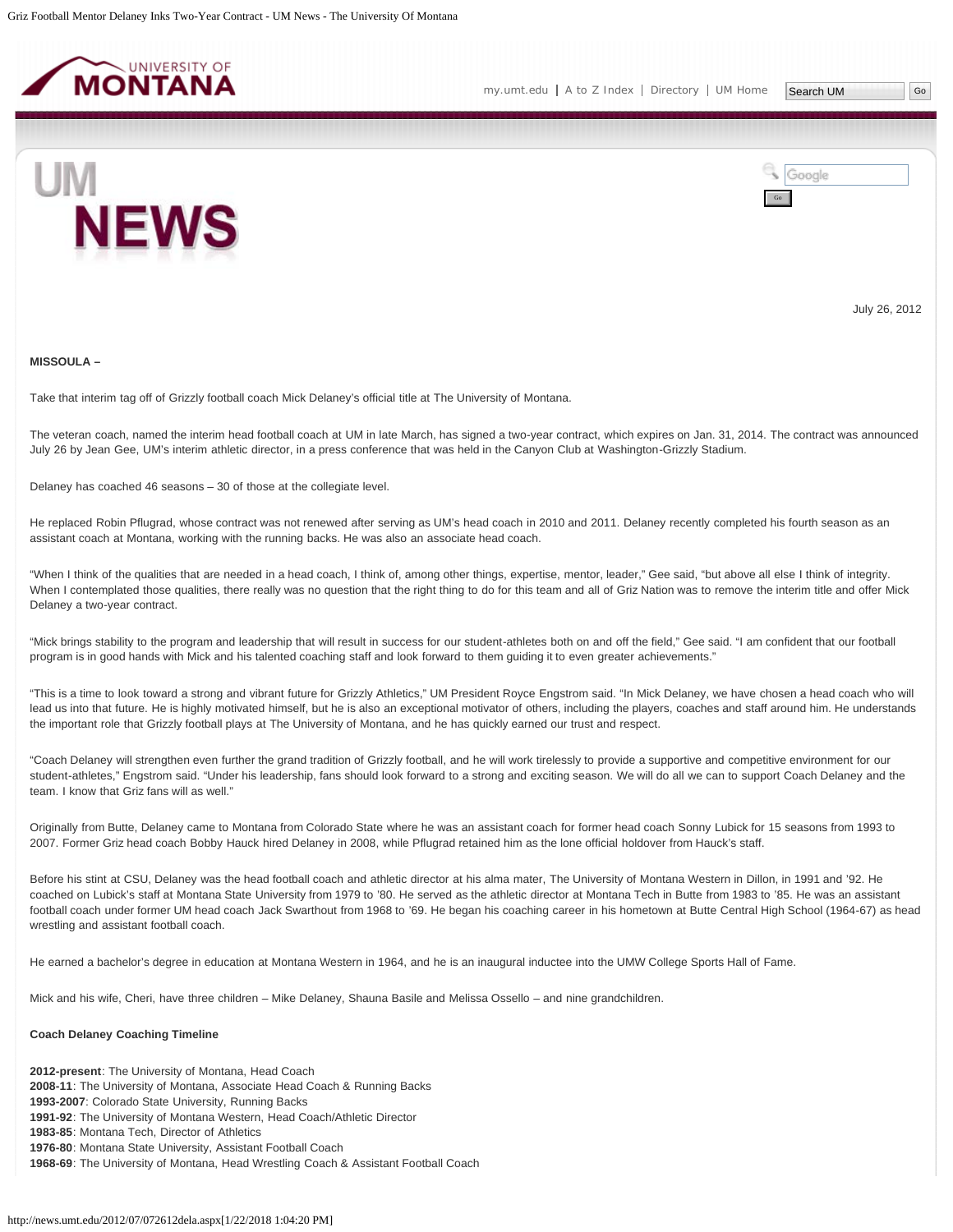July 26, 2012

**MISSOULA –**

Take that interim tag off of Grizzly football coach Mick Delaney's official title at The University of Montana.

The veteran coach, named the interim head football coach at UM in late March, has signed a two-year contract, which expires on Jan. 31, 2014. The contract was announced July 26 by Jean Gee, UM's interim athletic director, in a press conference that was held in the Canyon Club at Washington-Grizzly Stadium.

Delaney has coached 46 seasons – 30 of those at the collegiate level.

He replaced Robin Pflugrad, whose contract was not renewed after serving as UM's head coach in 2010 and 2011. Delaney recently completed his fourth season as an assistant coach at Montana, working with the running backs. He was also an associate head coach.

"When I think of the qualities that are needed in a head coach, I think of, among other things, expertise, mentor, leader," Gee said, "but above all else I think of integrity. When I contemplated those qualities, there really was no question that the right thing to do for this team and all of Griz Nation was to remove the interim title and offer Mick Delaney a two-year contract.

"Mick brings stability to the program and leadership that will result in success for our student-athletes both on and off the field," Gee said. "I am confident that our football program is in good hands with Mick and his talented coaching staff and look forward to them guiding it to even greater achievements."

"This is a time to look toward a strong and vibrant future for Grizzly Athletics," UM President Royce Engstrom said. "In Mick Delaney, we have chosen a head coach who will lead us into that future. He is highly motivated himself, but he is also an exceptional motivator of others, including the players, coaches and staff around him. He understands the important role that Grizzly football plays at The University of Montana, and he has quickly earned our trust and respect.

"Coach Delaney will strengthen even further the grand tradition of Grizzly football, and he will work tirelessly to provide a supportive and competitive environment for our student-athletes," Engstrom said. "Under his leadership, fans should look forward to a strong and exciting season. We will do all we can to support Coach Delaney and the team. I know that Griz fans will as well."

Originally from Butte, Delaney came to Montana from Colorado State where he was an assistant coach for former head coach Sonny Lubick for 15 seasons from 1993 to 2007. Former Griz head coach Bobby Hauck hired Delaney in 2008, while Pflugrad retained him as the lone official holdover from Hauck's staff.

Before his stint at CSU, Delaney was the head football coach and athletic director at his alma mater, The University of Montana Western in Dillon, in 1991 and '92. He coached on Lubick's staff at Montana State University from 1979 to '80. He served as the athletic director at Montana Tech in Butte from 1983 to '85. He was an assistant football coach under former UM head coach Jack Swarthout from 1968 to '69. He began his coaching career in his hometown at Butte Central High School (1964-67) as head wrestling and assistant football coach.

He earned a bachelor's degree in education at Montana Western in 1964, and he is an inaugural inductee into the UMW College Sports Hall of Fame.

Mick and his wife, Cheri, have three children – Mike Delaney, Shauna Basile and Melissa Ossello – and nine grandchildren.

**Coach Delaney Coaching Timeline**

**2012-present**: The University of Montana, Head Coach
**2008-11**: The University of Montana, Associate Head Coach & Running Backs
**1993-2007**: Colorado State University, Running Backs
**1991-92**: The University of Montana Western, Head Coach/Athletic Director
**1983-85**: Montana Tech, Director of Athletics
**1976-80**: Montana State University, Assistant Football Coach
**1968-69**: The University of Montana, Head Wrestling Coach & Assistant Football Coach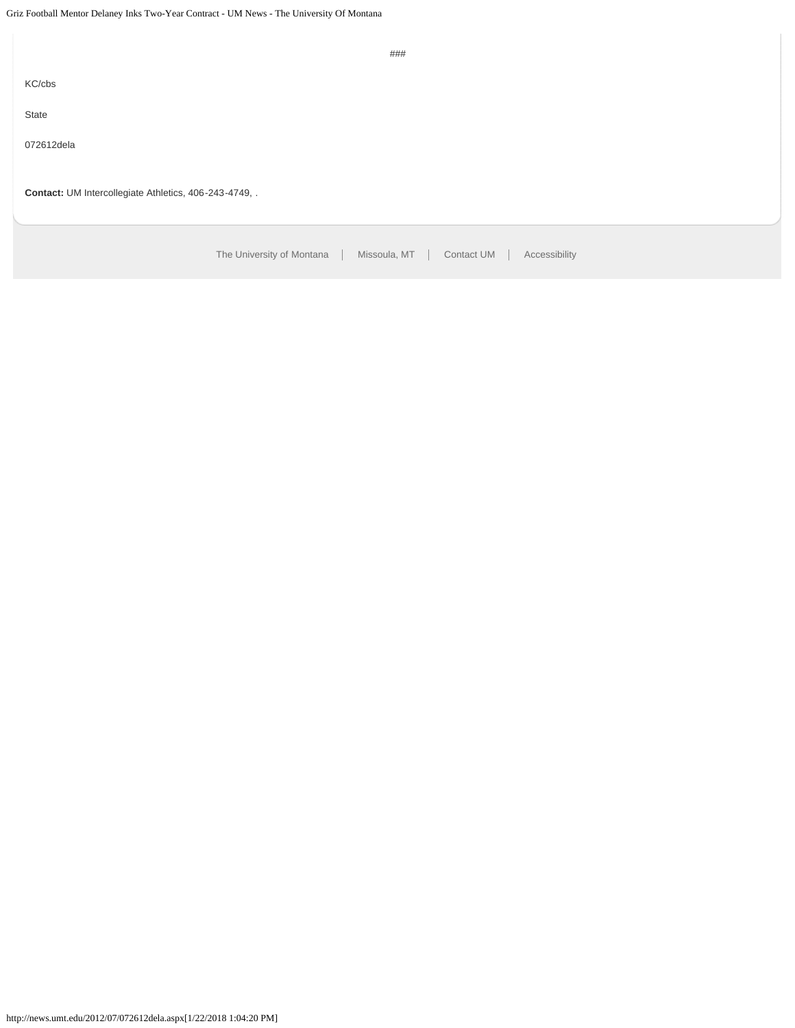###

KC/cbs

State

072612dela

**Contact:** UM Intercollegiate Athletics, 406-243-4749, .

The University of Montana | Missoula, MT | Contact UM | Accessibility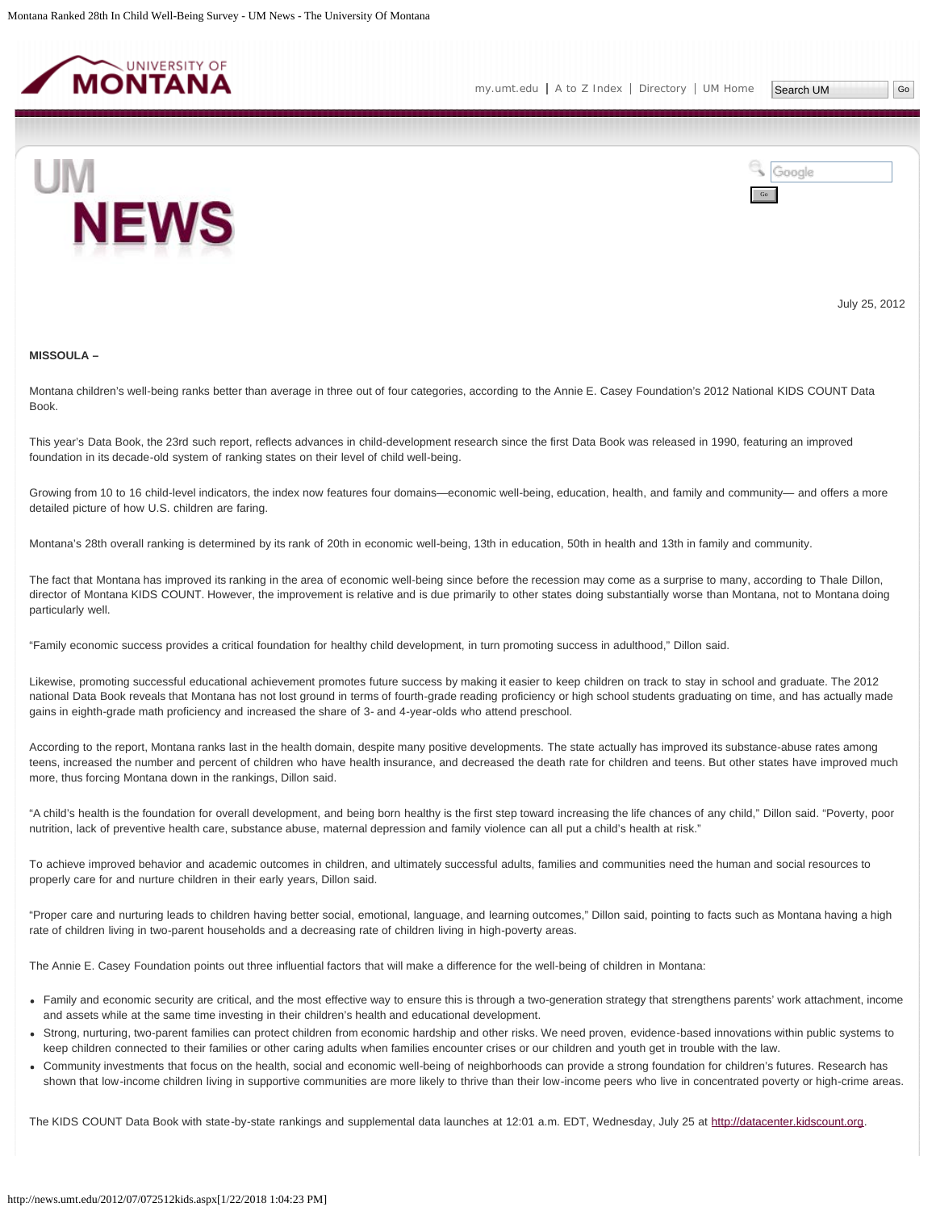July 25, 2012

**MISSOULA –**

Montana children's well-being ranks better than average in three out of four categories, according to the Annie E. Casey Foundation's 2012 National KIDS COUNT Data Book.

This year's Data Book, the 23rd such report, reflects advances in child-development research since the first Data Book was released in 1990, featuring an improved foundation in its decade-old system of ranking states on their level of child well-being.

Growing from 10 to 16 child-level indicators, the index now features four domains—economic well-being, education, health, and family and community— and offers a more detailed picture of how U.S. children are faring.

Montana's 28th overall ranking is determined by its rank of 20th in economic well-being, 13th in education, 50th in health and 13th in family and community.

The fact that Montana has improved its ranking in the area of economic well-being since before the recession may come as a surprise to many, according to Thale Dillon, director of Montana KIDS COUNT. However, the improvement is relative and is due primarily to other states doing substantially worse than Montana, not to Montana doing particularly well.

"Family economic success provides a critical foundation for healthy child development, in turn promoting success in adulthood," Dillon said.

Likewise, promoting successful educational achievement promotes future success by making it easier to keep children on track to stay in school and graduate. The 2012 national Data Book reveals that Montana has not lost ground in terms of fourth-grade reading proficiency or high school students graduating on time, and has actually made gains in eighth-grade math proficiency and increased the share of 3- and 4-year-olds who attend preschool.

According to the report, Montana ranks last in the health domain, despite many positive developments. The state actually has improved its substance-abuse rates among teens, increased the number and percent of children who have health insurance, and decreased the death rate for children and teens. But other states have improved much more, thus forcing Montana down in the rankings, Dillon said.

"A child's health is the foundation for overall development, and being born healthy is the first step toward increasing the life chances of any child," Dillon said. "Poverty, poor nutrition, lack of preventive health care, substance abuse, maternal depression and family violence can all put a child's health at risk."

To achieve improved behavior and academic outcomes in children, and ultimately successful adults, families and communities need the human and social resources to properly care for and nurture children in their early years, Dillon said.

"Proper care and nurturing leads to children having better social, emotional, language, and learning outcomes," Dillon said, pointing to facts such as Montana having a high rate of children living in two-parent households and a decreasing rate of children living in high-poverty areas.

The Annie E. Casey Foundation points out three influential factors that will make a difference for the well-being of children in Montana:

- Family and economic security are critical, and the most effective way to ensure this is through a two-generation strategy that strengthens parents' work attachment, income and assets while at the same time investing in their children's health and educational development.
- Strong, nurturing, two-parent families can protect children from economic hardship and other risks. We need proven, evidence-based innovations within public systems to keep children connected to their families or other caring adults when families encounter crises or our children and youth get in trouble with the law.
- Community investments that focus on the health, social and economic well-being of neighborhoods can provide a strong foundation for children's futures. Research has shown that low-income children living in supportive communities are more likely to thrive than their low-income peers who live in concentrated poverty or high-crime areas.

The KIDS COUNT Data Book with state-by-state rankings and supplemental data launches at 12:01 a.m. EDT, Wednesday, July 25 at http://datacenter.kidscount.org.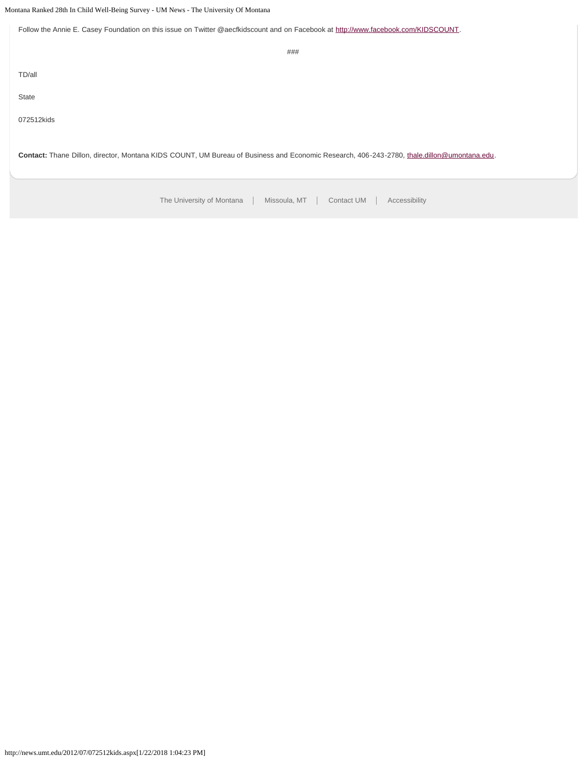Follow the Annie E. Casey Foundation on this issue on Twitter @aecfkidscount and on Facebook at http://www.facebook.com/KIDSCOUNT.

###

TD/all

State

072512kids

**Contact:** Thane Dillon, director, Montana KIDS COUNT, UM Bureau of Business and Economic Research, 406-243-2780, thale.dillon@umontana.edu.

The University of Montana | Missoula, MT | Contact UM | Accessibility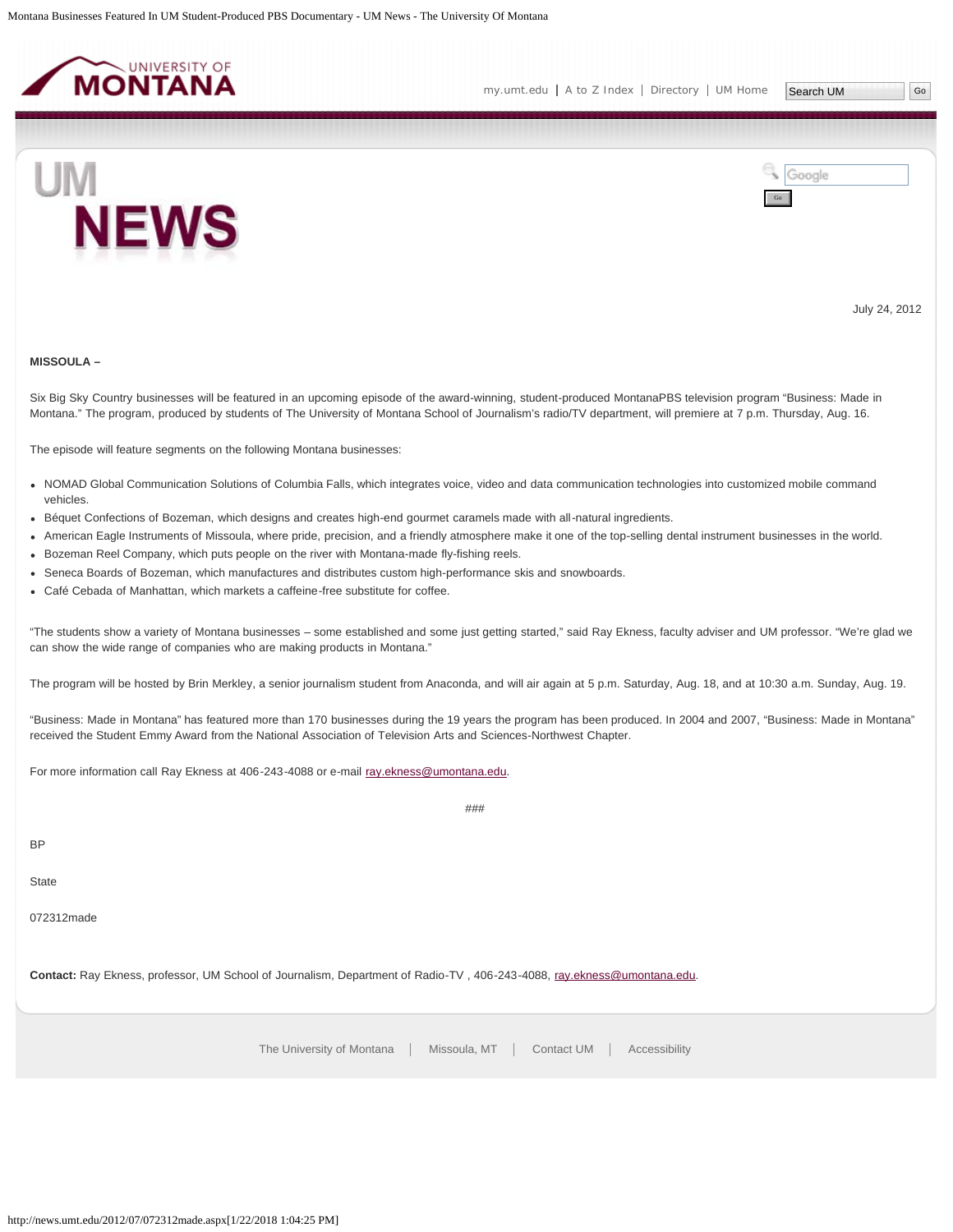July 24, 2012

**MISSOULA –**

Six Big Sky Country businesses will be featured in an upcoming episode of the award-winning, student-produced MontanaPBS television program "Business: Made in Montana." The program, produced by students of The University of Montana School of Journalism's radio/TV department, will premiere at 7 p.m. Thursday, Aug. 16.

The episode will feature segments on the following Montana businesses:

- NOMAD Global Communication Solutions of Columbia Falls, which integrates voice, video and data communication technologies into customized mobile command vehicles.
- Béquet Confections of Bozeman, which designs and creates high-end gourmet caramels made with all-natural ingredients.
- American Eagle Instruments of Missoula, where pride, precision, and a friendly atmosphere make it one of the top-selling dental instrument businesses in the world.
- Bozeman Reel Company, which puts people on the river with Montana-made fly-fishing reels.
- Seneca Boards of Bozeman, which manufactures and distributes custom high-performance skis and snowboards.
- Café Cebada of Manhattan, which markets a caffeine-free substitute for coffee.

"The students show a variety of Montana businesses – some established and some just getting started," said Ray Ekness, faculty adviser and UM professor. "We're glad we can show the wide range of companies who are making products in Montana."

The program will be hosted by Brin Merkley, a senior journalism student from Anaconda, and will air again at 5 p.m. Saturday, Aug. 18, and at 10:30 a.m. Sunday, Aug. 19.

"Business: Made in Montana" has featured more than 170 businesses during the 19 years the program has been produced. In 2004 and 2007, "Business: Made in Montana" received the Student Emmy Award from the National Association of Television Arts and Sciences-Northwest Chapter.

For more information call Ray Ekness at 406-243-4088 or e-mail ray.ekness@umontana.edu.

###

BP

State

072312made

**Contact:** Ray Ekness, professor, UM School of Journalism, Department of Radio-TV , 406-243-4088, ray.ekness@umontana.edu.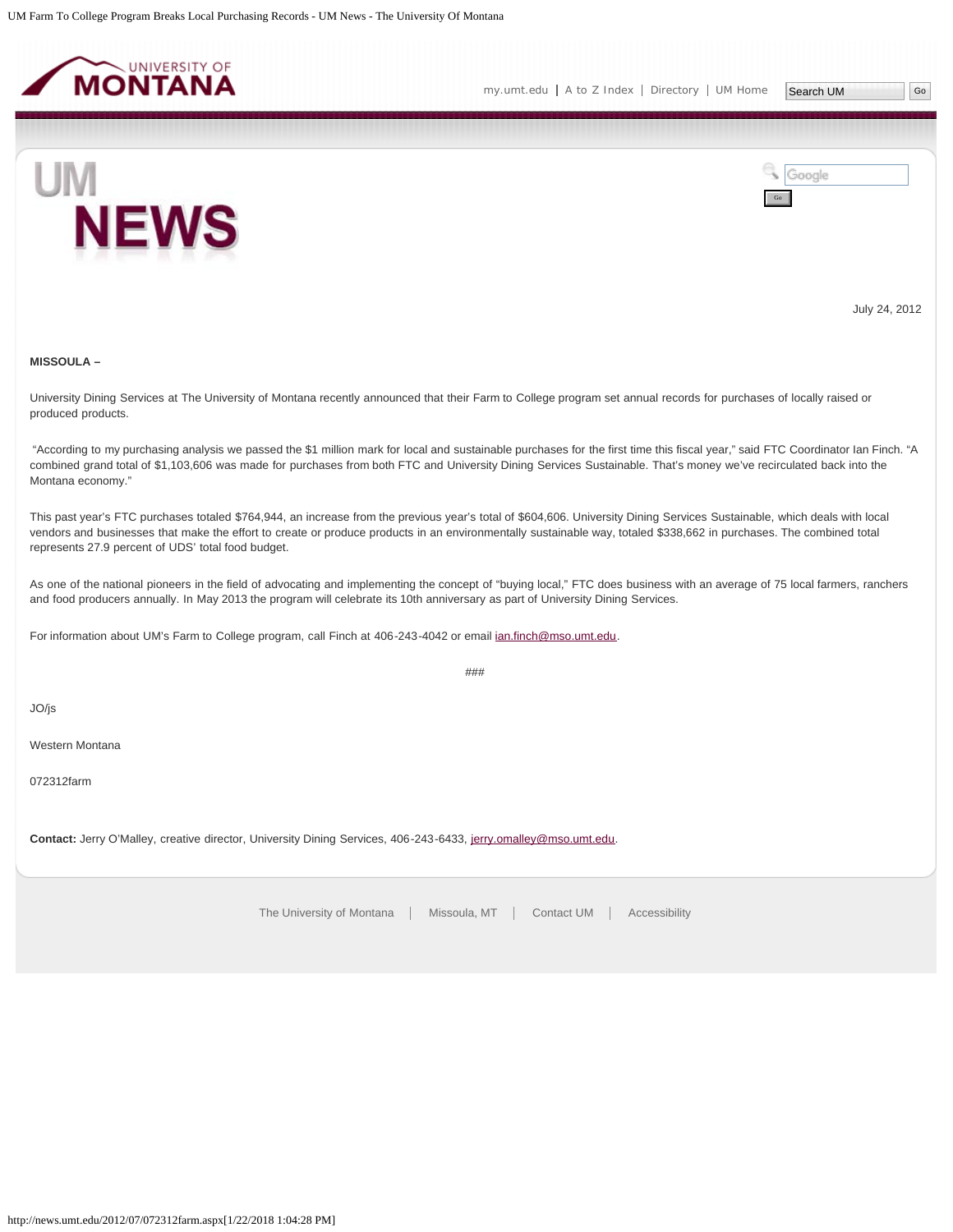July 24, 2012

**MISSOULA –**

University Dining Services at The University of Montana recently announced that their Farm to College program set annual records for purchases of locally raised or produced products.

"According to my purchasing analysis we passed the $1 million mark for local and sustainable purchases for the first time this fiscal year," said FTC Coordinator Ian Finch. "A combined grand total of $1,103,606 was made for purchases from both FTC and University Dining Services Sustainable. That's money we've recirculated back into the Montana economy."

This past year's FTC purchases totaled $764,944, an increase from the previous year's total of $604,606. University Dining Services Sustainable, which deals with local vendors and businesses that make the effort to create or produce products in an environmentally sustainable way, totaled $338,662 in purchases. The combined total represents 27.9 percent of UDS' total food budget.

As one of the national pioneers in the field of advocating and implementing the concept of "buying local," FTC does business with an average of 75 local farmers, ranchers and food producers annually. In May 2013 the program will celebrate its 10th anniversary as part of University Dining Services.

For information about UM's Farm to College program, call Finch at 406-243-4042 or email ian.finch@mso.umt.edu.

###

JO/js

Western Montana

072312farm

**Contact:** Jerry O'Malley, creative director, University Dining Services, 406-243-6433, jerry.omalley@mso.umt.edu.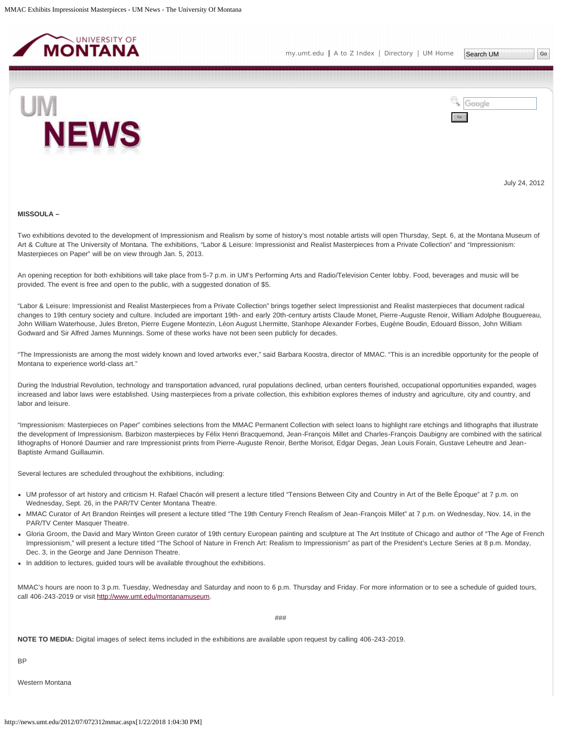July 24, 2012

**MISSOULA –**

Two exhibitions devoted to the development of Impressionism and Realism by some of history's most notable artists will open Thursday, Sept. 6, at the Montana Museum of Art & Culture at The University of Montana. The exhibitions, "Labor & Leisure: Impressionist and Realist Masterpieces from a Private Collection" and "Impressionism: Masterpieces on Paper" will be on view through Jan. 5, 2013.

An opening reception for both exhibitions will take place from 5-7 p.m. in UM's Performing Arts and Radio/Television Center lobby. Food, beverages and music will be provided. The event is free and open to the public, with a suggested donation of $5.

"Labor & Leisure: Impressionist and Realist Masterpieces from a Private Collection" brings together select Impressionist and Realist masterpieces that document radical changes to 19th century society and culture. Included are important 19th- and early 20th-century artists Claude Monet, Pierre-Auguste Renoir, William Adolphe Bouguereau, John William Waterhouse, Jules Breton, Pierre Eugene Montezin, Léon August Lhermitte, Stanhope Alexander Forbes, Eugène Boudin, Edouard Bisson, John William Godward and Sir Alfred James Munnings. Some of these works have not been seen publicly for decades.

"The Impressionists are among the most widely known and loved artworks ever," said Barbara Koostra, director of MMAC. "This is an incredible opportunity for the people of Montana to experience world-class art."

During the Industrial Revolution, technology and transportation advanced, rural populations declined, urban centers flourished, occupational opportunities expanded, wages increased and labor laws were established. Using masterpieces from a private collection, this exhibition explores themes of industry and agriculture, city and country, and labor and leisure.

"Impressionism: Masterpieces on Paper" combines selections from the MMAC Permanent Collection with select loans to highlight rare etchings and lithographs that illustrate the development of Impressionism. Barbizon masterpieces by Félix Henri Bracquemond, Jean-François Millet and Charles-François Daubigny are combined with the satirical lithographs of Honoré Daumier and rare Impressionist prints from Pierre-Auguste Renoir, Berthe Morisot, Edgar Degas, Jean Louis Forain, Gustave Leheutre and Jean-Baptiste Armand Guillaumin.

Several lectures are scheduled throughout the exhibitions, including:

- UM professor of art history and criticism H. Rafael Chacón will present a lecture titled "Tensions Between City and Country in Art of the Belle Époque" at 7 p.m. on Wednesday, Sept. 26, in the PAR/TV Center Montana Theatre.
- MMAC Curator of Art Brandon Reintjes will present a lecture titled "The 19th Century French Realism of Jean-François Millet" at 7 p.m. on Wednesday, Nov. 14, in the PAR/TV Center Masquer Theatre.
- Gloria Groom, the David and Mary Winton Green curator of 19th century European painting and sculpture at The Art Institute of Chicago and author of "The Age of French Impressionism," will present a lecture titled "The School of Nature in French Art: Realism to Impressionism" as part of the President's Lecture Series at 8 p.m. Monday, Dec. 3, in the George and Jane Dennison Theatre.
- In addition to lectures, guided tours will be available throughout the exhibitions.

MMAC's hours are noon to 3 p.m. Tuesday, Wednesday and Saturday and noon to 6 p.m. Thursday and Friday. For more information or to see a schedule of guided tours, call 406-243-2019 or visit http://www.umt.edu/montanamuseum.

###

**NOTE TO MEDIA:** Digital images of select items included in the exhibitions are available upon request by calling 406-243-2019.

BP

Western Montana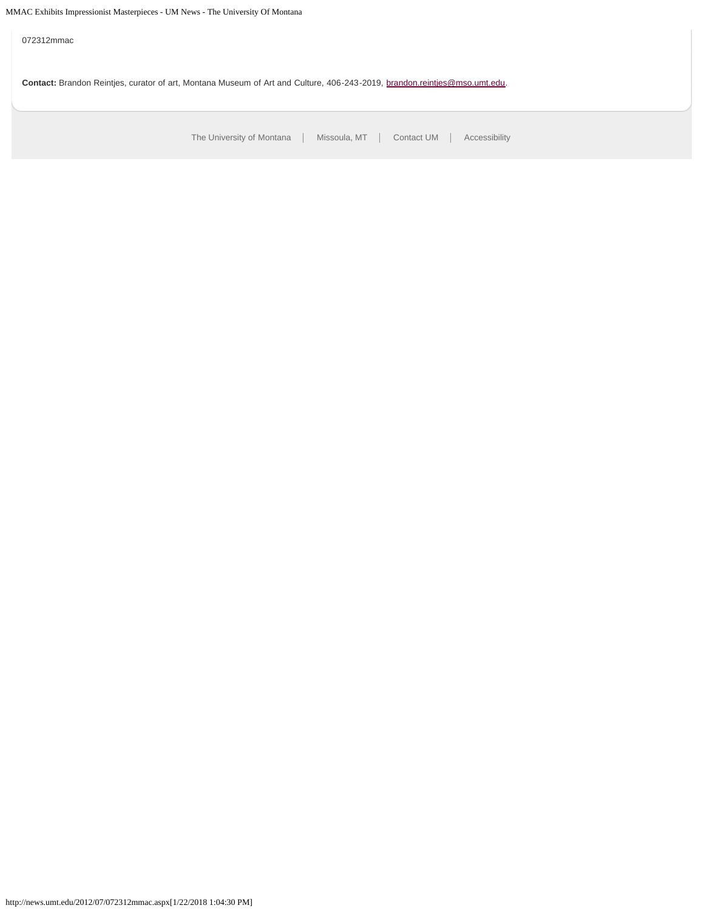072312mmac

**Contact:** Brandon Reintjes, curator of art, Montana Museum of Art and Culture, 406-243-2019, brandon.reintjes@mso.umt.edu.

The University of Montana | Missoula, MT | Contact UM | Accessibility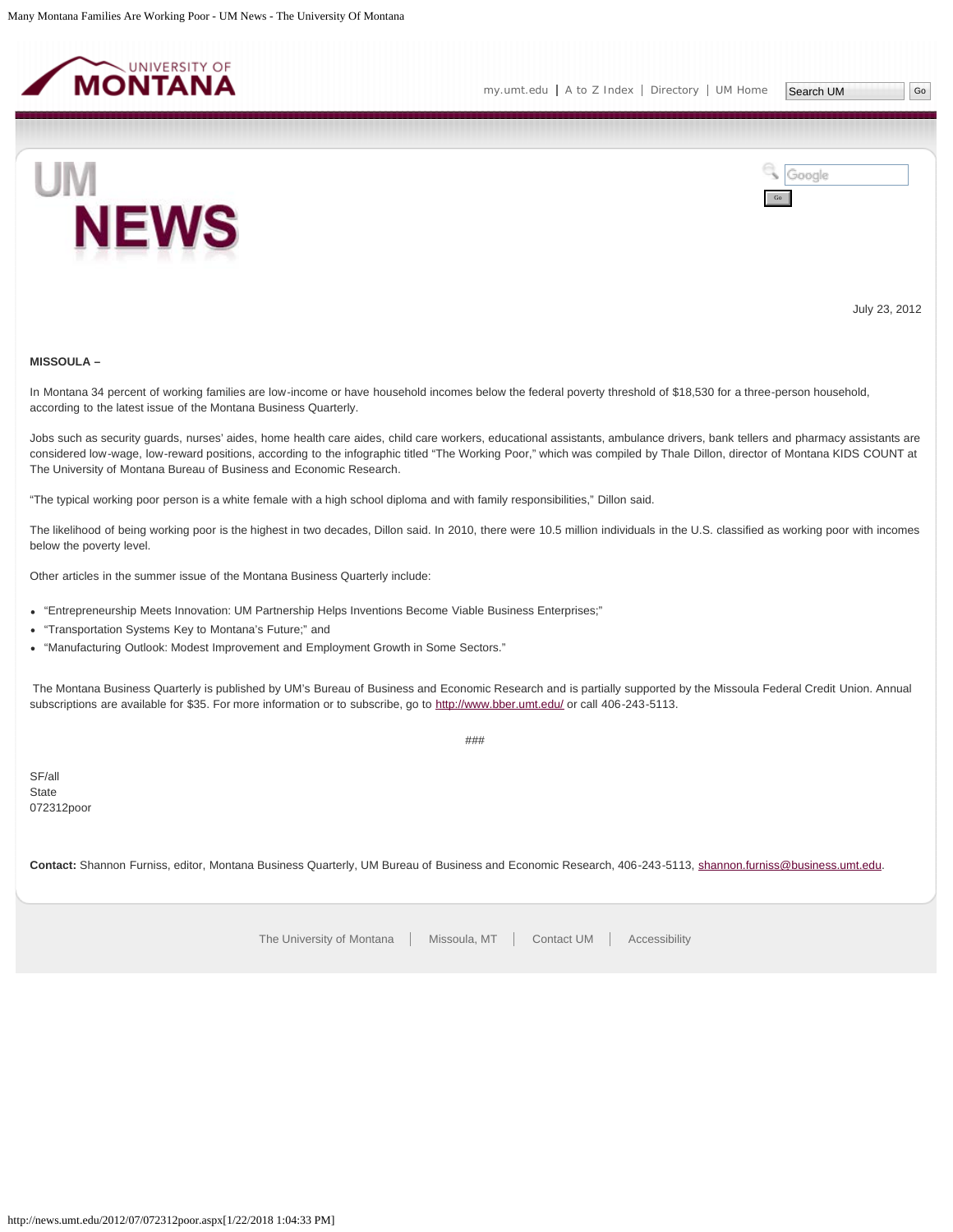July 23, 2012

**MISSOULA –**

In Montana 34 percent of working families are low-income or have household incomes below the federal poverty threshold of $18,530 for a three-person household, according to the latest issue of the Montana Business Quarterly.

Jobs such as security guards, nurses' aides, home health care aides, child care workers, educational assistants, ambulance drivers, bank tellers and pharmacy assistants are considered low-wage, low-reward positions, according to the infographic titled "The Working Poor," which was compiled by Thale Dillon, director of Montana KIDS COUNT at The University of Montana Bureau of Business and Economic Research.

"The typical working poor person is a white female with a high school diploma and with family responsibilities," Dillon said.

The likelihood of being working poor is the highest in two decades, Dillon said. In 2010, there were 10.5 million individuals in the U.S. classified as working poor with incomes below the poverty level.

Other articles in the summer issue of the Montana Business Quarterly include:

- "Entrepreneurship Meets Innovation: UM Partnership Helps Inventions Become Viable Business Enterprises;"
- "Transportation Systems Key to Montana's Future;" and
- "Manufacturing Outlook: Modest Improvement and Employment Growth in Some Sectors."

The Montana Business Quarterly is published by UM's Bureau of Business and Economic Research and is partially supported by the Missoula Federal Credit Union. Annual subscriptions are available for $35. For more information or to subscribe, go to http://www.bber.umt.edu/ or call 406-243-5113.

###

SF/all
State
072312poor

**Contact:** Shannon Furniss, editor, Montana Business Quarterly, UM Bureau of Business and Economic Research, 406-243-5113, shannon.furniss@business.umt.edu.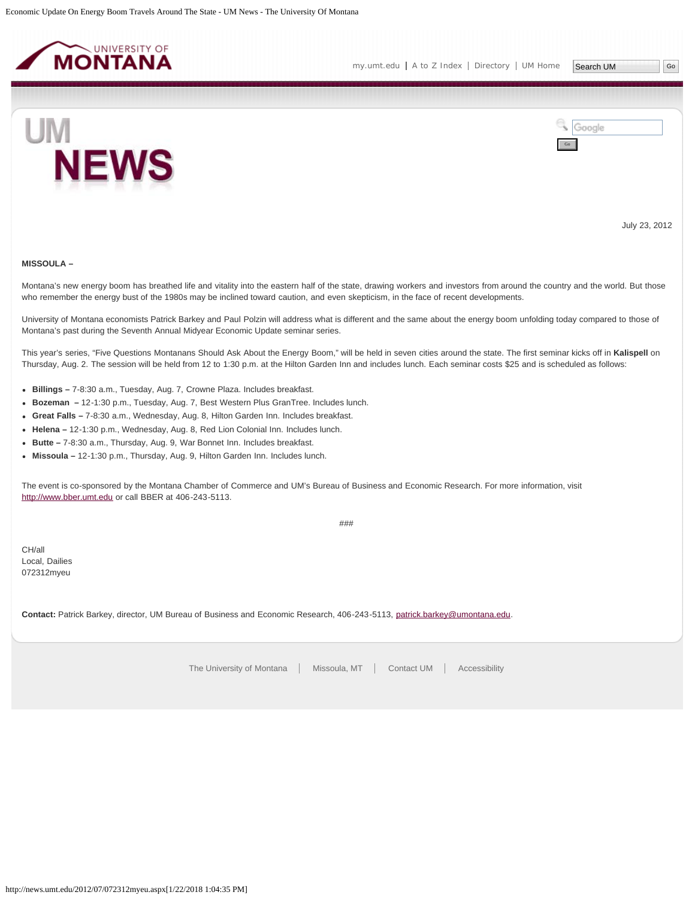July 23, 2012

**MISSOULA –**

Montana's new energy boom has breathed life and vitality into the eastern half of the state, drawing workers and investors from around the country and the world. But those who remember the energy bust of the 1980s may be inclined toward caution, and even skepticism, in the face of recent developments.

University of Montana economists Patrick Barkey and Paul Polzin will address what is different and the same about the energy boom unfolding today compared to those of Montana's past during the Seventh Annual Midyear Economic Update seminar series.

This year's series, "Five Questions Montanans Should Ask About the Energy Boom," will be held in seven cities around the state. The first seminar kicks off in **Kalispell** on Thursday, Aug. 2. The session will be held from 12 to 1:30 p.m. at the Hilton Garden Inn and includes lunch. Each seminar costs $25 and is scheduled as follows:

- **Billings –** 7-8:30 a.m., Tuesday, Aug. 7, Crowne Plaza. Includes breakfast.
- **Bozeman –** 12-1:30 p.m., Tuesday, Aug. 7, Best Western Plus GranTree. Includes lunch.
- **Great Falls –** 7-8:30 a.m., Wednesday, Aug. 8, Hilton Garden Inn. Includes breakfast.
- **Helena –** 12-1:30 p.m., Wednesday, Aug. 8, Red Lion Colonial Inn. Includes lunch.
- **Butte –** 7-8:30 a.m., Thursday, Aug. 9, War Bonnet Inn. Includes breakfast.
- **Missoula –** 12-1:30 p.m., Thursday, Aug. 9, Hilton Garden Inn. Includes lunch.

The event is co-sponsored by the Montana Chamber of Commerce and UM's Bureau of Business and Economic Research. For more information, visit http://www.bber.umt.edu or call BBER at 406-243-5113.

###

CH/all
Local, Dailies
072312myeu

**Contact:** Patrick Barkey, director, UM Bureau of Business and Economic Research, 406-243-5113, patrick.barkey@umontana.edu.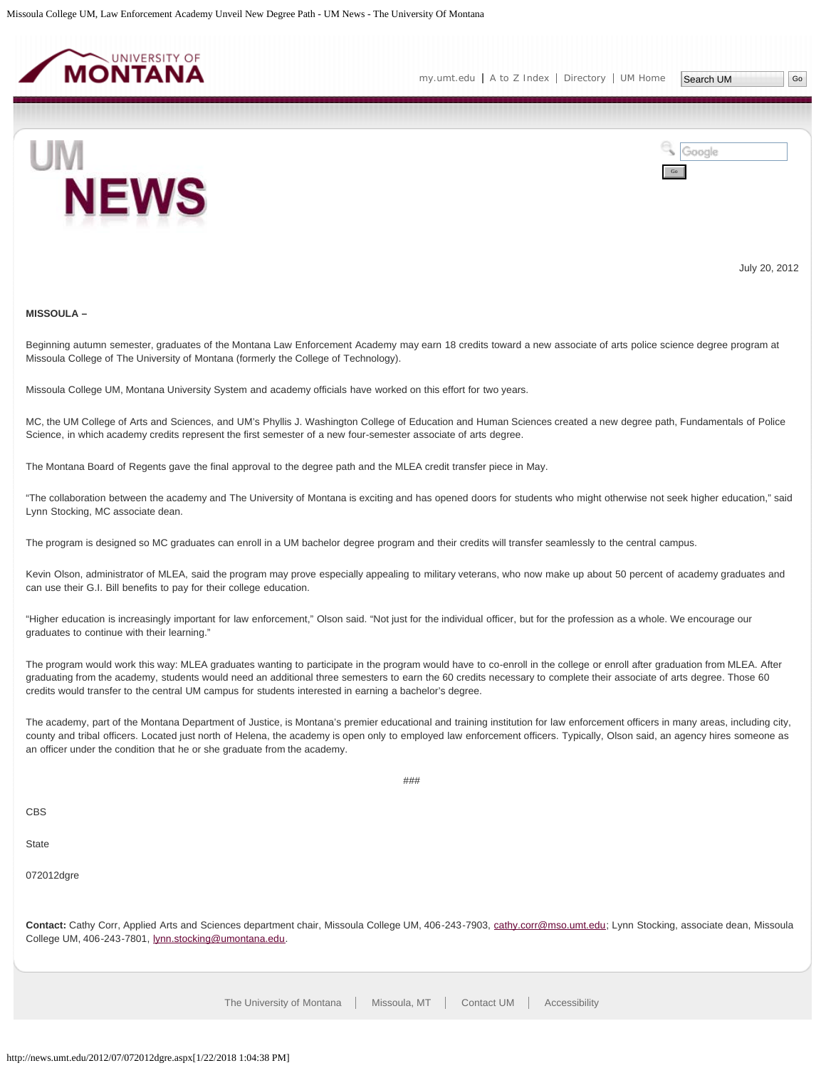July 20, 2012

**MISSOULA –**

Beginning autumn semester, graduates of the Montana Law Enforcement Academy may earn 18 credits toward a new associate of arts police science degree program at Missoula College of The University of Montana (formerly the College of Technology).

Missoula College UM, Montana University System and academy officials have worked on this effort for two years.

MC, the UM College of Arts and Sciences, and UM's Phyllis J. Washington College of Education and Human Sciences created a new degree path, Fundamentals of Police Science, in which academy credits represent the first semester of a new four-semester associate of arts degree.

The Montana Board of Regents gave the final approval to the degree path and the MLEA credit transfer piece in May.

"The collaboration between the academy and The University of Montana is exciting and has opened doors for students who might otherwise not seek higher education," said Lynn Stocking, MC associate dean.

The program is designed so MC graduates can enroll in a UM bachelor degree program and their credits will transfer seamlessly to the central campus.

Kevin Olson, administrator of MLEA, said the program may prove especially appealing to military veterans, who now make up about 50 percent of academy graduates and can use their G.I. Bill benefits to pay for their college education.

"Higher education is increasingly important for law enforcement," Olson said. "Not just for the individual officer, but for the profession as a whole. We encourage our graduates to continue with their learning."

The program would work this way: MLEA graduates wanting to participate in the program would have to co-enroll in the college or enroll after graduation from MLEA. After graduating from the academy, students would need an additional three semesters to earn the 60 credits necessary to complete their associate of arts degree. Those 60 credits would transfer to the central UM campus for students interested in earning a bachelor's degree.

The academy, part of the Montana Department of Justice, is Montana's premier educational and training institution for law enforcement officers in many areas, including city, county and tribal officers. Located just north of Helena, the academy is open only to employed law enforcement officers. Typically, Olson said, an agency hires someone as an officer under the condition that he or she graduate from the academy.

###

CBS

State

072012dgre

**Contact:** Cathy Corr, Applied Arts and Sciences department chair, Missoula College UM, 406-243-7903, cathy.corr@mso.umt.edu; Lynn Stocking, associate dean, Missoula College UM, 406-243-7801, lynn.stocking@umontana.edu.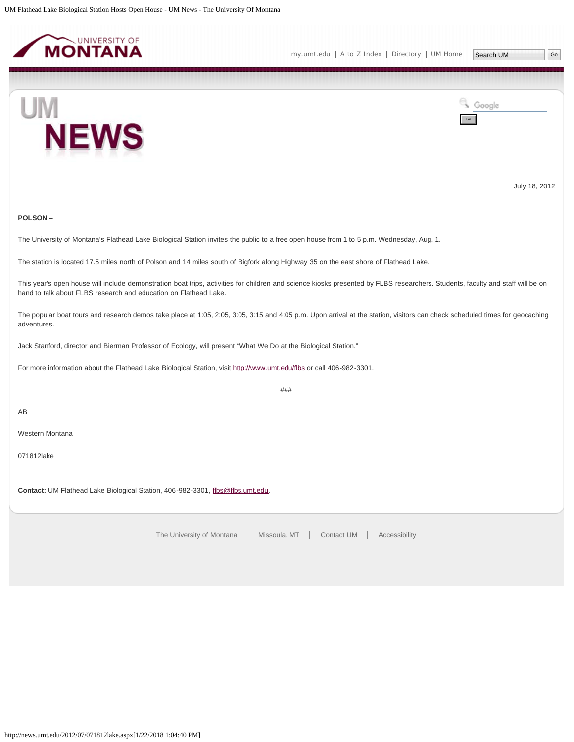July 18, 2012

**POLSON –**

The University of Montana's Flathead Lake Biological Station invites the public to a free open house from 1 to 5 p.m. Wednesday, Aug. 1.

The station is located 17.5 miles north of Polson and 14 miles south of Bigfork along Highway 35 on the east shore of Flathead Lake.

This year's open house will include demonstration boat trips, activities for children and science kiosks presented by FLBS researchers. Students, faculty and staff will be on hand to talk about FLBS research and education on Flathead Lake.

The popular boat tours and research demos take place at 1:05, 2:05, 3:05, 3:15 and 4:05 p.m. Upon arrival at the station, visitors can check scheduled times for geocaching adventures.

Jack Stanford, director and Bierman Professor of Ecology, will present "What We Do at the Biological Station."

For more information about the Flathead Lake Biological Station, visit http://www.umt.edu/flbs or call 406-982-3301.

###

AB

Western Montana

071812lake

**Contact:** UM Flathead Lake Biological Station, 406-982-3301, flbs@flbs.umt.edu.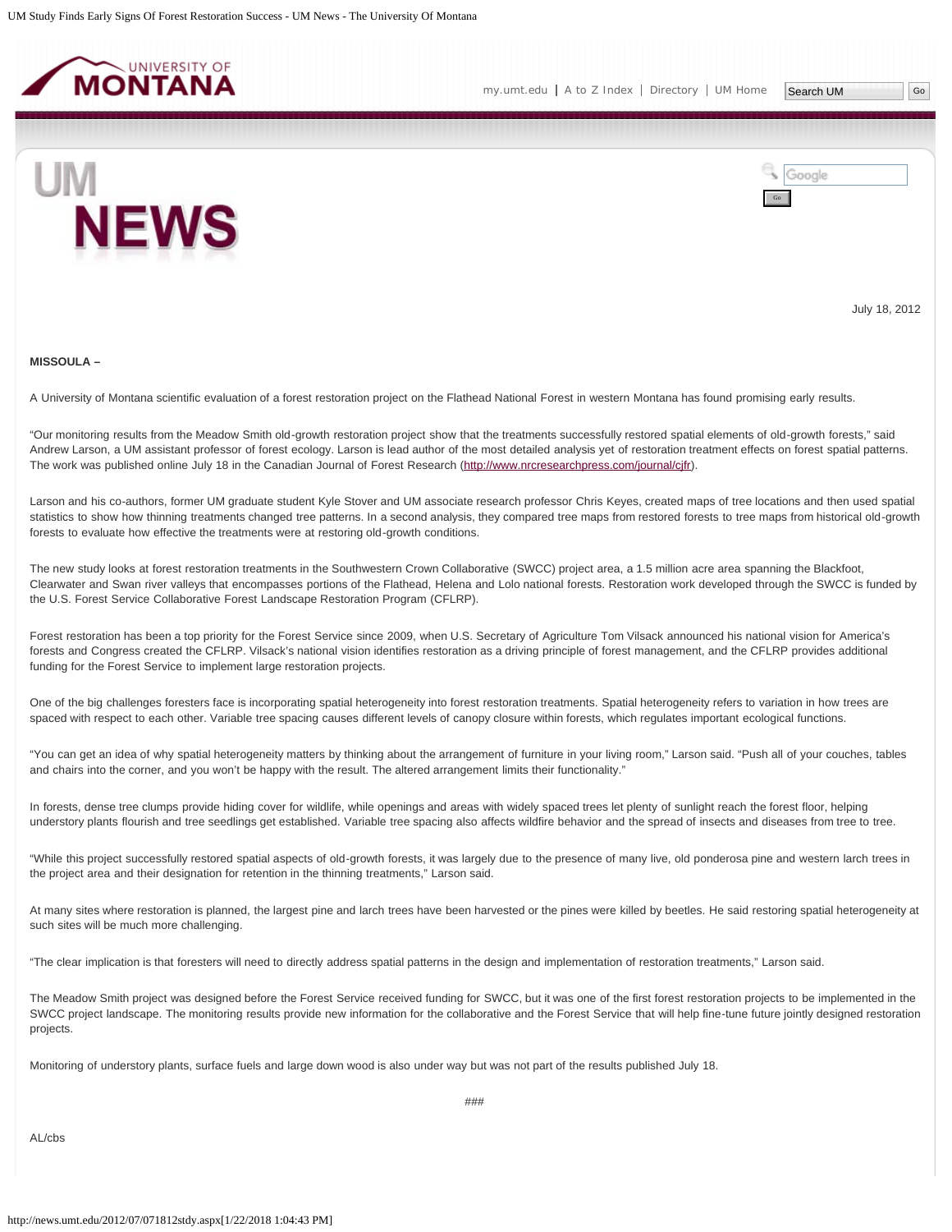July 18, 2012

**MISSOULA –**

A University of Montana scientific evaluation of a forest restoration project on the Flathead National Forest in western Montana has found promising early results.

"Our monitoring results from the Meadow Smith old-growth restoration project show that the treatments successfully restored spatial elements of old-growth forests," said Andrew Larson, a UM assistant professor of forest ecology. Larson is lead author of the most detailed analysis yet of restoration treatment effects on forest spatial patterns. The work was published online July 18 in the Canadian Journal of Forest Research (http://www.nrcresearchpress.com/journal/cjfr).

Larson and his co-authors, former UM graduate student Kyle Stover and UM associate research professor Chris Keyes, created maps of tree locations and then used spatial statistics to show how thinning treatments changed tree patterns. In a second analysis, they compared tree maps from restored forests to tree maps from historical old-growth forests to evaluate how effective the treatments were at restoring old-growth conditions.

The new study looks at forest restoration treatments in the Southwestern Crown Collaborative (SWCC) project area, a 1.5 million acre area spanning the Blackfoot, Clearwater and Swan river valleys that encompasses portions of the Flathead, Helena and Lolo national forests. Restoration work developed through the SWCC is funded by the U.S. Forest Service Collaborative Forest Landscape Restoration Program (CFLRP).

Forest restoration has been a top priority for the Forest Service since 2009, when U.S. Secretary of Agriculture Tom Vilsack announced his national vision for America's forests and Congress created the CFLRP. Vilsack's national vision identifies restoration as a driving principle of forest management, and the CFLRP provides additional funding for the Forest Service to implement large restoration projects.

One of the big challenges foresters face is incorporating spatial heterogeneity into forest restoration treatments. Spatial heterogeneity refers to variation in how trees are spaced with respect to each other. Variable tree spacing causes different levels of canopy closure within forests, which regulates important ecological functions.

"You can get an idea of why spatial heterogeneity matters by thinking about the arrangement of furniture in your living room," Larson said. "Push all of your couches, tables and chairs into the corner, and you won't be happy with the result. The altered arrangement limits their functionality."

In forests, dense tree clumps provide hiding cover for wildlife, while openings and areas with widely spaced trees let plenty of sunlight reach the forest floor, helping understory plants flourish and tree seedlings get established. Variable tree spacing also affects wildfire behavior and the spread of insects and diseases from tree to tree.

"While this project successfully restored spatial aspects of old-growth forests, it was largely due to the presence of many live, old ponderosa pine and western larch trees in the project area and their designation for retention in the thinning treatments," Larson said.

At many sites where restoration is planned, the largest pine and larch trees have been harvested or the pines were killed by beetles. He said restoring spatial heterogeneity at such sites will be much more challenging.

"The clear implication is that foresters will need to directly address spatial patterns in the design and implementation of restoration treatments," Larson said.

The Meadow Smith project was designed before the Forest Service received funding for SWCC, but it was one of the first forest restoration projects to be implemented in the SWCC project landscape. The monitoring results provide new information for the collaborative and the Forest Service that will help fine-tune future jointly designed restoration projects.

Monitoring of understory plants, surface fuels and large down wood is also under way but was not part of the results published July 18.

###

AL/cbs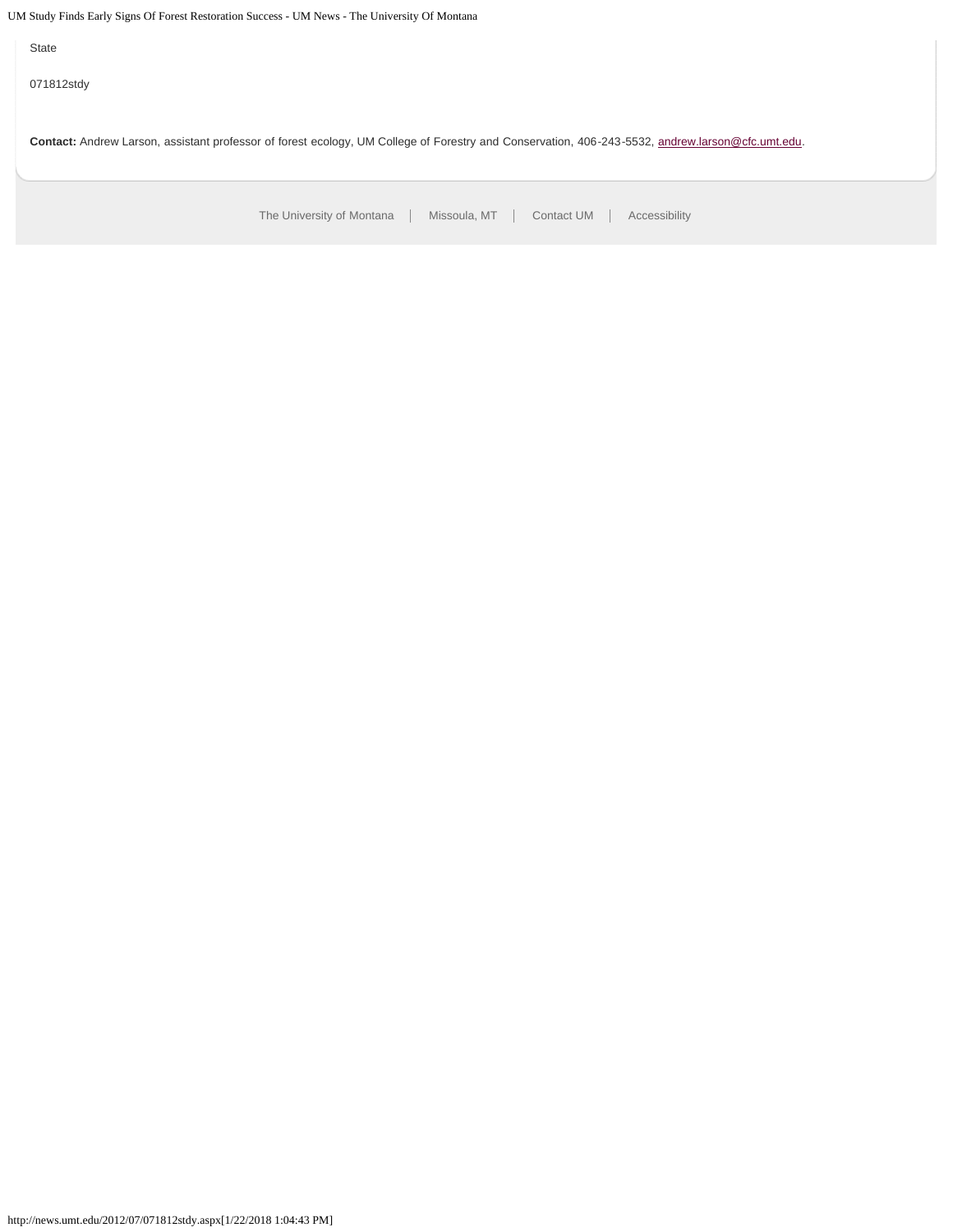State

071812stdy

**Contact:** Andrew Larson, assistant professor of forest ecology, UM College of Forestry and Conservation, 406-243-5532, [andrew.larson@cfc.umt.edu](mailto:andrew.larson@cfc.umt.edu).

The University of Montana | Missoula, MT | Contact UM | Accessibility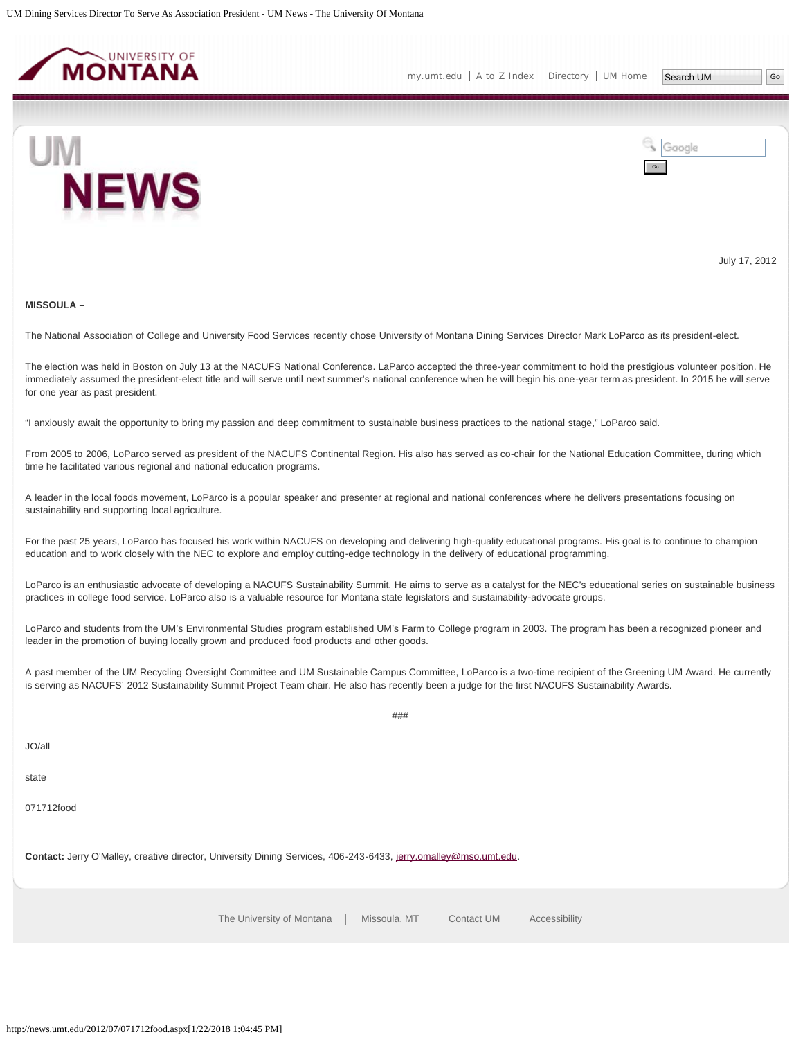July 17, 2012

**MISSOULA –**

The National Association of College and University Food Services recently chose University of Montana Dining Services Director Mark LoParco as its president-elect.

The election was held in Boston on July 13 at the NACUFS National Conference. LaParco accepted the three-year commitment to hold the prestigious volunteer position. He immediately assumed the president-elect title and will serve until next summer's national conference when he will begin his one-year term as president. In 2015 he will serve for one year as past president.

"I anxiously await the opportunity to bring my passion and deep commitment to sustainable business practices to the national stage," LoParco said.

From 2005 to 2006, LoParco served as president of the NACUFS Continental Region. His also has served as co-chair for the National Education Committee, during which time he facilitated various regional and national education programs.

A leader in the local foods movement, LoParco is a popular speaker and presenter at regional and national conferences where he delivers presentations focusing on sustainability and supporting local agriculture.

For the past 25 years, LoParco has focused his work within NACUFS on developing and delivering high-quality educational programs. His goal is to continue to champion education and to work closely with the NEC to explore and employ cutting-edge technology in the delivery of educational programming.

LoParco is an enthusiastic advocate of developing a NACUFS Sustainability Summit. He aims to serve as a catalyst for the NEC's educational series on sustainable business practices in college food service. LoParco also is a valuable resource for Montana state legislators and sustainability-advocate groups.

LoParco and students from the UM's Environmental Studies program established UM's Farm to College program in 2003. The program has been a recognized pioneer and leader in the promotion of buying locally grown and produced food products and other goods.

A past member of the UM Recycling Oversight Committee and UM Sustainable Campus Committee, LoParco is a two-time recipient of the Greening UM Award. He currently is serving as NACUFS' 2012 Sustainability Summit Project Team chair. He also has recently been a judge for the first NACUFS Sustainability Awards.

###

JO/all

state

071712food

**Contact:** Jerry O'Malley, creative director, University Dining Services, 406-243-6433, jerry.omalley@mso.umt.edu.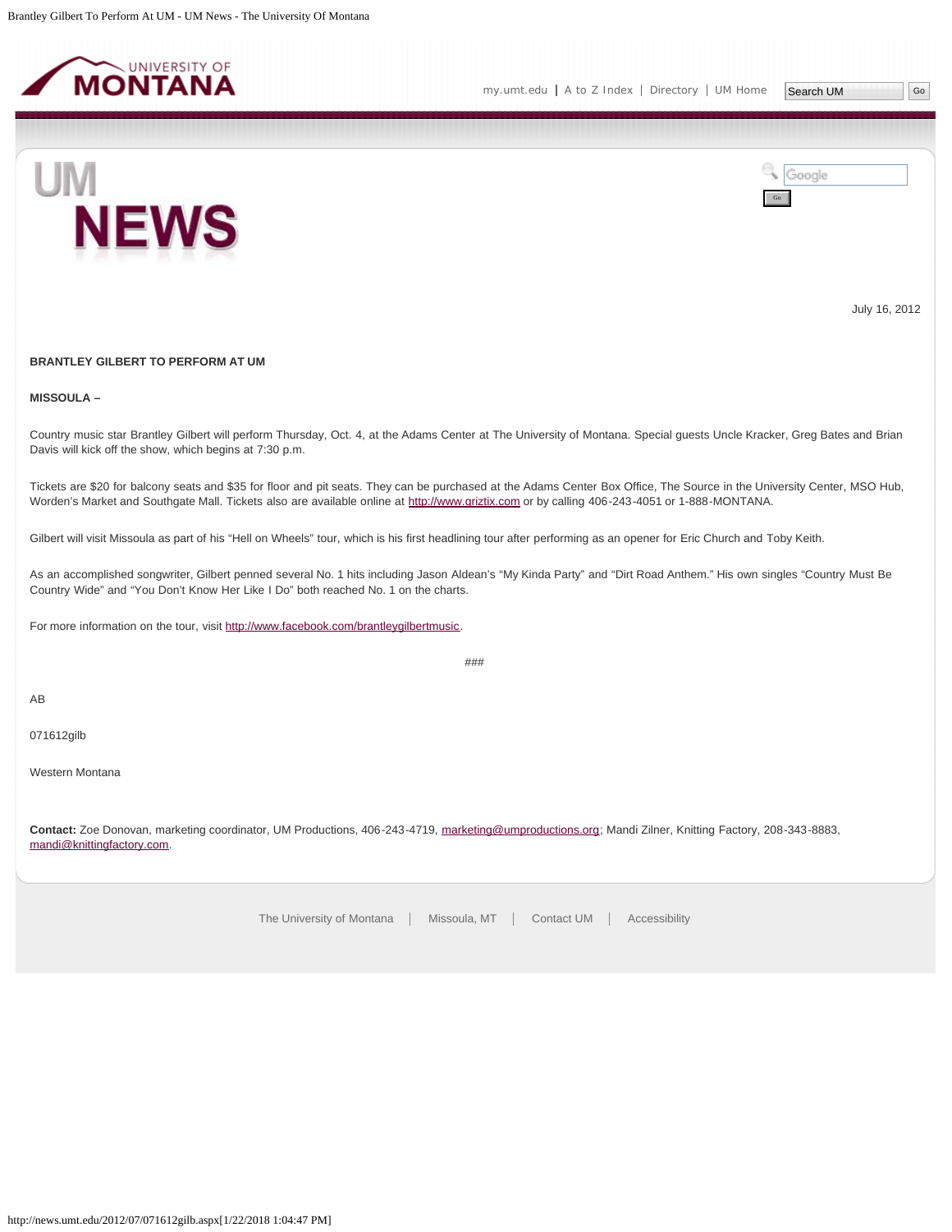July 16, 2012

**BRANTLEY GILBERT TO PERFORM AT UM**

**MISSOULA –**

Country music star Brantley Gilbert will perform Thursday, Oct. 4, at the Adams Center at The University of Montana. Special guests Uncle Kracker, Greg Bates and Brian Davis will kick off the show, which begins at 7:30 p.m.

Tickets are $20 for balcony seats and $35 for floor and pit seats. They can be purchased at the Adams Center Box Office, The Source in the University Center, MSO Hub, Worden's Market and Southgate Mall. Tickets also are available online at http://www.griztix.com or by calling 406-243-4051 or 1-888-MONTANA.

Gilbert will visit Missoula as part of his "Hell on Wheels" tour, which is his first headlining tour after performing as an opener for Eric Church and Toby Keith.

As an accomplished songwriter, Gilbert penned several No. 1 hits including Jason Aldean's "My Kinda Party" and "Dirt Road Anthem." His own singles "Country Must Be Country Wide" and "You Don't Know Her Like I Do" both reached No. 1 on the charts.

For more information on the tour, visit http://www.facebook.com/brantleygilbertmusic.

###

AB

071612gilb

Western Montana

**Contact:** Zoe Donovan, marketing coordinator, UM Productions, 406-243-4719, marketing@umproductions.org; Mandi Zilner, Knitting Factory, 208-343-8883, mandi@knittingfactory.com.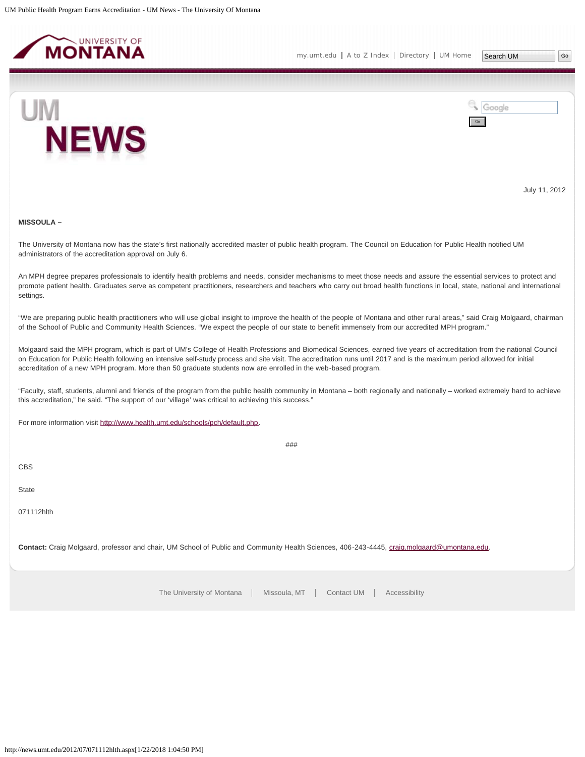July 11, 2012

**MISSOULA –**

The University of Montana now has the state's first nationally accredited master of public health program. The Council on Education for Public Health notified UM administrators of the accreditation approval on July 6.

An MPH degree prepares professionals to identify health problems and needs, consider mechanisms to meet those needs and assure the essential services to protect and promote patient health. Graduates serve as competent practitioners, researchers and teachers who carry out broad health functions in local, state, national and international settings.

"We are preparing public health practitioners who will use global insight to improve the health of the people of Montana and other rural areas," said Craig Molgaard, chairman of the School of Public and Community Health Sciences. "We expect the people of our state to benefit immensely from our accredited MPH program."

Molgaard said the MPH program, which is part of UM's College of Health Professions and Biomedical Sciences, earned five years of accreditation from the national Council on Education for Public Health following an intensive self-study process and site visit. The accreditation runs until 2017 and is the maximum period allowed for initial accreditation of a new MPH program. More than 50 graduate students now are enrolled in the web-based program.

"Faculty, staff, students, alumni and friends of the program from the public health community in Montana – both regionally and nationally – worked extremely hard to achieve this accreditation," he said. "The support of our 'village' was critical to achieving this success."

For more information visit http://www.health.umt.edu/schools/pch/default.php.

###

CBS

State

071112hlth

**Contact:** Craig Molgaard, professor and chair, UM School of Public and Community Health Sciences, 406-243-4445, craig.molgaard@umontana.edu.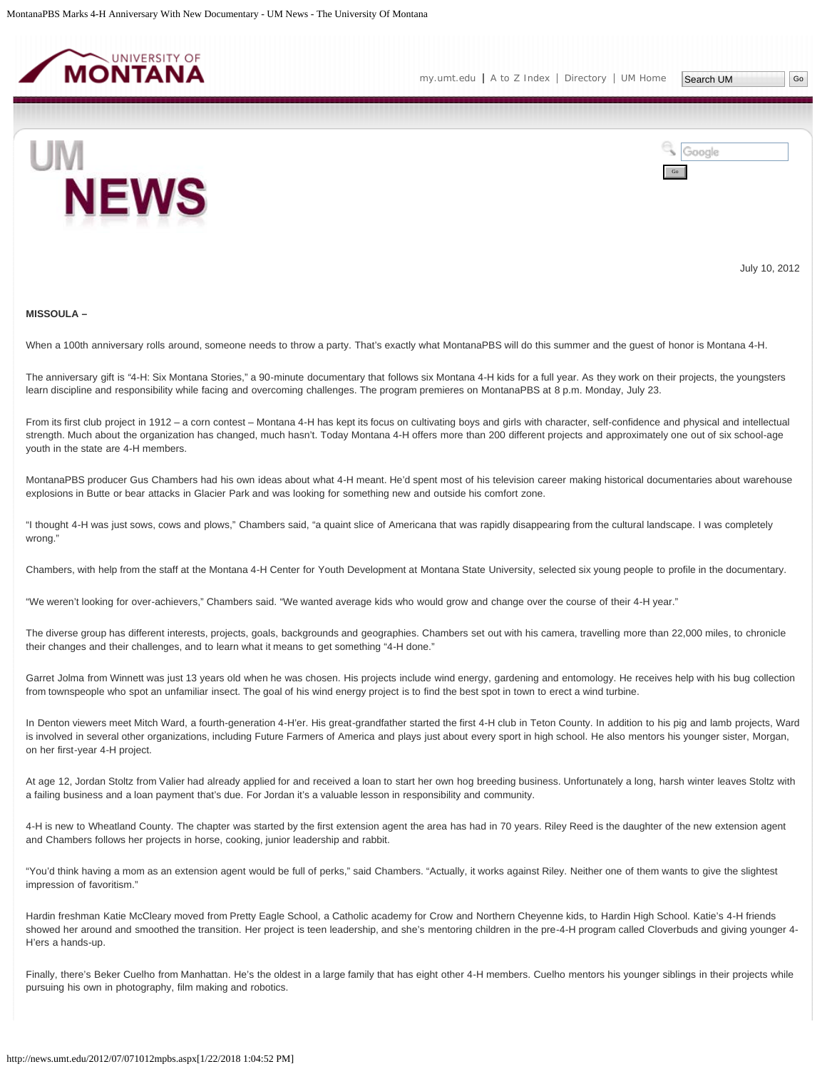July 10, 2012

**MISSOULA –**

When a 100th anniversary rolls around, someone needs to throw a party. That's exactly what MontanaPBS will do this summer and the guest of honor is Montana 4-H.

The anniversary gift is "4-H: Six Montana Stories," a 90-minute documentary that follows six Montana 4-H kids for a full year. As they work on their projects, the youngsters learn discipline and responsibility while facing and overcoming challenges. The program premieres on MontanaPBS at 8 p.m. Monday, July 23.

From its first club project in 1912 – a corn contest – Montana 4-H has kept its focus on cultivating boys and girls with character, self-confidence and physical and intellectual strength. Much about the organization has changed, much hasn't. Today Montana 4-H offers more than 200 different projects and approximately one out of six school-age youth in the state are 4-H members.

MontanaPBS producer Gus Chambers had his own ideas about what 4-H meant. He'd spent most of his television career making historical documentaries about warehouse explosions in Butte or bear attacks in Glacier Park and was looking for something new and outside his comfort zone.

"I thought 4-H was just sows, cows and plows," Chambers said, "a quaint slice of Americana that was rapidly disappearing from the cultural landscape. I was completely wrong."

Chambers, with help from the staff at the Montana 4-H Center for Youth Development at Montana State University, selected six young people to profile in the documentary.

"We weren't looking for over-achievers," Chambers said. "We wanted average kids who would grow and change over the course of their 4-H year."

The diverse group has different interests, projects, goals, backgrounds and geographies. Chambers set out with his camera, travelling more than 22,000 miles, to chronicle their changes and their challenges, and to learn what it means to get something "4-H done."

Garret Jolma from Winnett was just 13 years old when he was chosen. His projects include wind energy, gardening and entomology. He receives help with his bug collection from townspeople who spot an unfamiliar insect. The goal of his wind energy project is to find the best spot in town to erect a wind turbine.

In Denton viewers meet Mitch Ward, a fourth-generation 4-H'er. His great-grandfather started the first 4-H club in Teton County. In addition to his pig and lamb projects, Ward is involved in several other organizations, including Future Farmers of America and plays just about every sport in high school. He also mentors his younger sister, Morgan, on her first-year 4-H project.

At age 12, Jordan Stoltz from Valier had already applied for and received a loan to start her own hog breeding business. Unfortunately a long, harsh winter leaves Stoltz with a failing business and a loan payment that's due. For Jordan it's a valuable lesson in responsibility and community.

4-H is new to Wheatland County. The chapter was started by the first extension agent the area has had in 70 years. Riley Reed is the daughter of the new extension agent and Chambers follows her projects in horse, cooking, junior leadership and rabbit.

"You'd think having a mom as an extension agent would be full of perks," said Chambers. "Actually, it works against Riley. Neither one of them wants to give the slightest impression of favoritism."

Hardin freshman Katie McCleary moved from Pretty Eagle School, a Catholic academy for Crow and Northern Cheyenne kids, to Hardin High School. Katie's 4-H friends showed her around and smoothed the transition. Her project is teen leadership, and she's mentoring children in the pre-4-H program called Cloverbuds and giving younger 4-H'ers a hands-up.

Finally, there's Beker Cuelho from Manhattan. He's the oldest in a large family that has eight other 4-H members. Cuelho mentors his younger siblings in their projects while pursuing his own in photography, film making and robotics.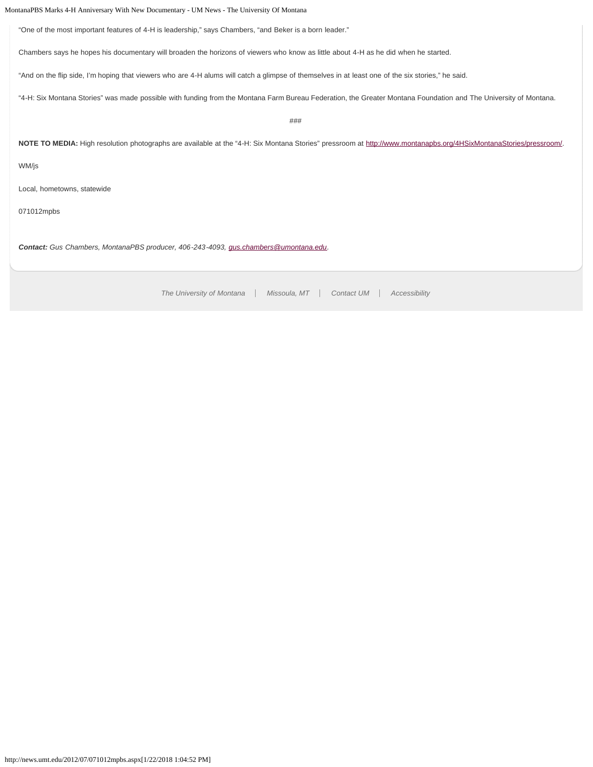"One of the most important features of 4-H is leadership," says Chambers, "and Beker is a born leader."

Chambers says he hopes his documentary will broaden the horizons of viewers who know as little about 4-H as he did when he started.

"And on the flip side, I'm hoping that viewers who are 4-H alums will catch a glimpse of themselves in at least one of the six stories," he said.

"4-H: Six Montana Stories" was made possible with funding from the Montana Farm Bureau Federation, the Greater Montana Foundation and The University of Montana.

###

**NOTE TO MEDIA:** High resolution photographs are available at the "4-H: Six Montana Stories" pressroom at http://www.montanapbs.org/4HSixMontanaStories/pressroom/.

WM/js

Local, hometowns, statewide

071012mpbs

***Contact:*** *Gus Chambers, MontanaPBS producer, 406-243-4093, gus.chambers@umontana.edu.*

*The University of Montana | Missoula, MT | Contact UM | Accessibility*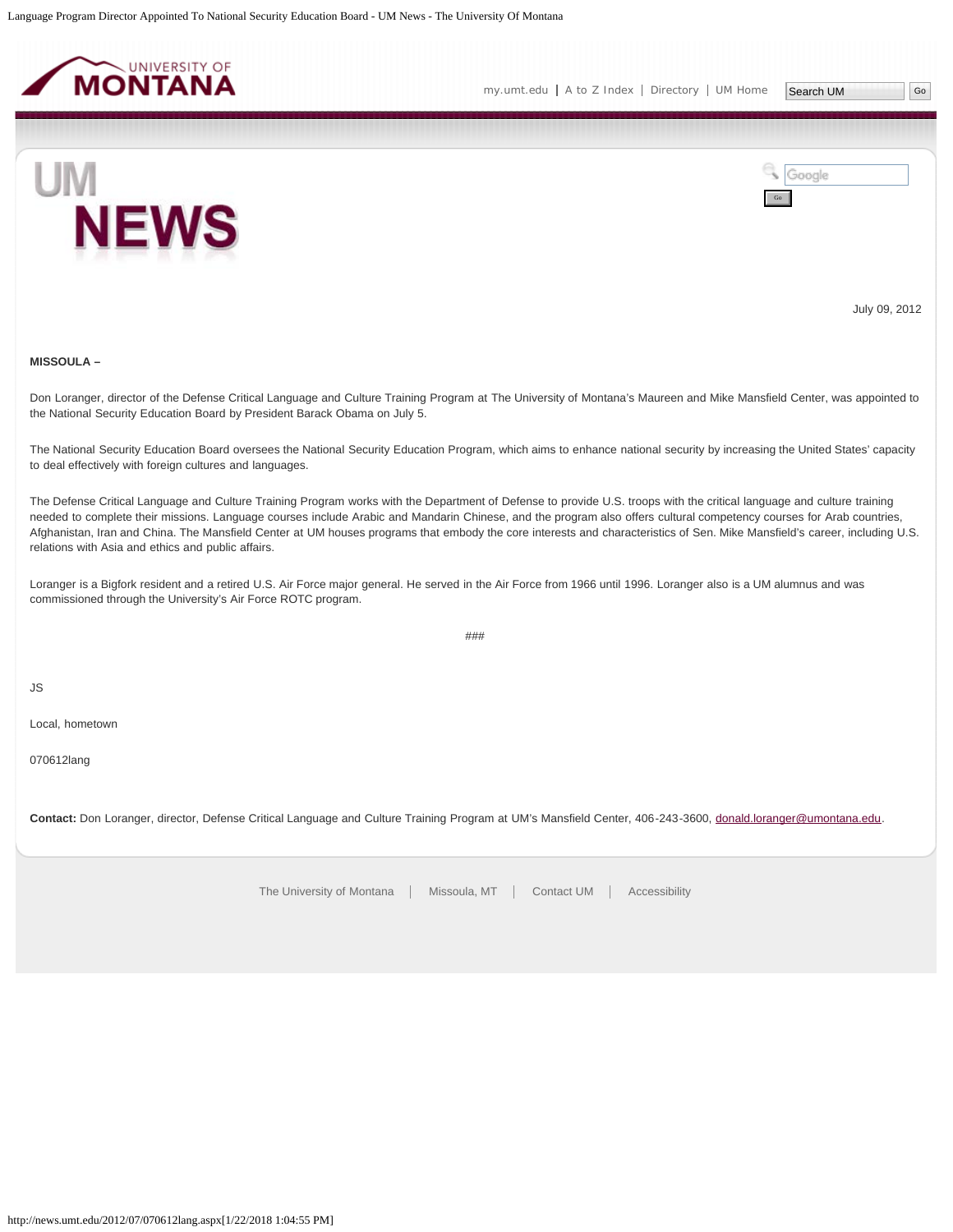July 09, 2012

**MISSOULA –**

Don Loranger, director of the Defense Critical Language and Culture Training Program at The University of Montana's Maureen and Mike Mansfield Center, was appointed to the National Security Education Board by President Barack Obama on July 5.

The National Security Education Board oversees the National Security Education Program, which aims to enhance national security by increasing the United States' capacity to deal effectively with foreign cultures and languages.

The Defense Critical Language and Culture Training Program works with the Department of Defense to provide U.S. troops with the critical language and culture training needed to complete their missions. Language courses include Arabic and Mandarin Chinese, and the program also offers cultural competency courses for Arab countries, Afghanistan, Iran and China. The Mansfield Center at UM houses programs that embody the core interests and characteristics of Sen. Mike Mansfield's career, including U.S. relations with Asia and ethics and public affairs.

Loranger is a Bigfork resident and a retired U.S. Air Force major general. He served in the Air Force from 1966 until 1996. Loranger also is a UM alumnus and was commissioned through the University's Air Force ROTC program.

###

JS

Local, hometown

070612lang

**Contact:** Don Loranger, director, Defense Critical Language and Culture Training Program at UM's Mansfield Center, 406-243-3600, donald.loranger@umontana.edu.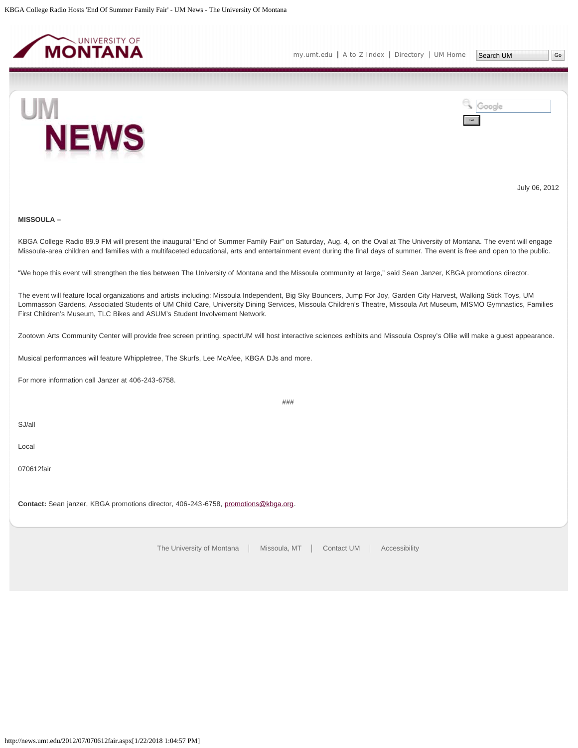July 06, 2012

**MISSOULA –**

KBGA College Radio 89.9 FM will present the inaugural “End of Summer Family Fair” on Saturday, Aug. 4, on the Oval at The University of Montana. The event will engage Missoula-area children and families with a multifaceted educational, arts and entertainment event during the final days of summer. The event is free and open to the public.

“We hope this event will strengthen the ties between The University of Montana and the Missoula community at large,” said Sean Janzer, KBGA promotions director.

The event will feature local organizations and artists including: Missoula Independent, Big Sky Bouncers, Jump For Joy, Garden City Harvest, Walking Stick Toys, UM Lommasson Gardens, Associated Students of UM Child Care, University Dining Services, Missoula Children’s Theatre, Missoula Art Museum, MISMO Gymnastics, Families First Children’s Museum, TLC Bikes and ASUM’s Student Involvement Network.

Zootown Arts Community Center will provide free screen printing, spectrUM will host interactive sciences exhibits and Missoula Osprey’s Ollie will make a guest appearance.

Musical performances will feature Whippletree, The Skurfs, Lee McAfee, KBGA DJs and more.

For more information call Janzer at 406-243-6758.

###

SJ/all

Local

070612fair

**Contact:** Sean janzer, KBGA promotions director, 406-243-6758, promotions@kbga.org.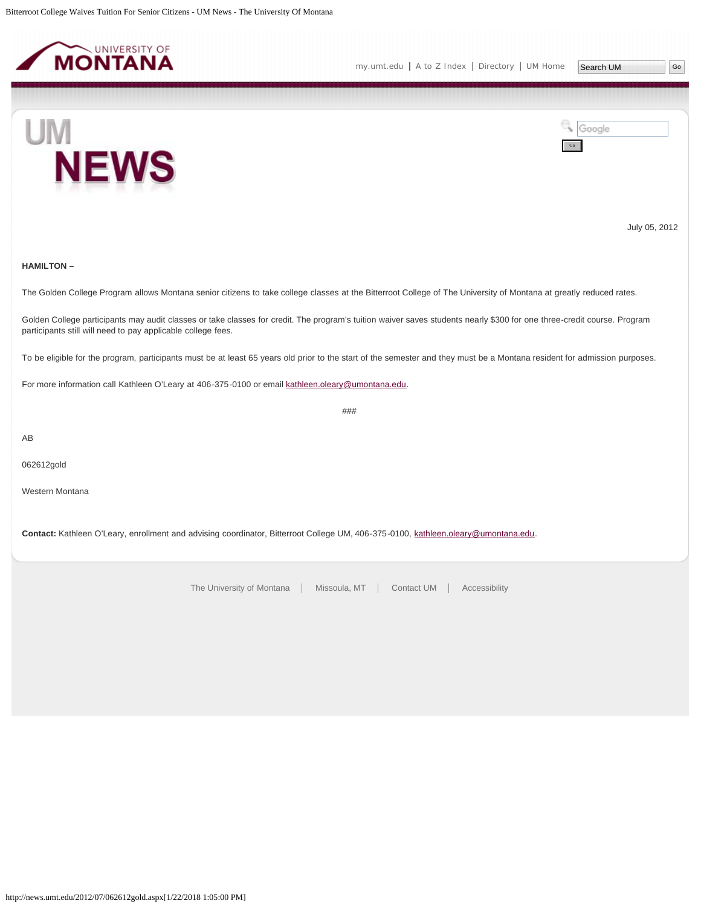July 05, 2012

**HAMILTON –**

The Golden College Program allows Montana senior citizens to take college classes at the Bitterroot College of The University of Montana at greatly reduced rates.

Golden College participants may audit classes or take classes for credit. The program's tuition waiver saves students nearly $300 for one three-credit course. Program participants still will need to pay applicable college fees.

To be eligible for the program, participants must be at least 65 years old prior to the start of the semester and they must be a Montana resident for admission purposes.

For more information call Kathleen O'Leary at 406-375-0100 or email kathleen.oleary@umontana.edu.

###

AB

062612gold

Western Montana

**Contact:** Kathleen O'Leary, enrollment and advising coordinator, Bitterroot College UM, 406-375-0100, kathleen.oleary@umontana.edu.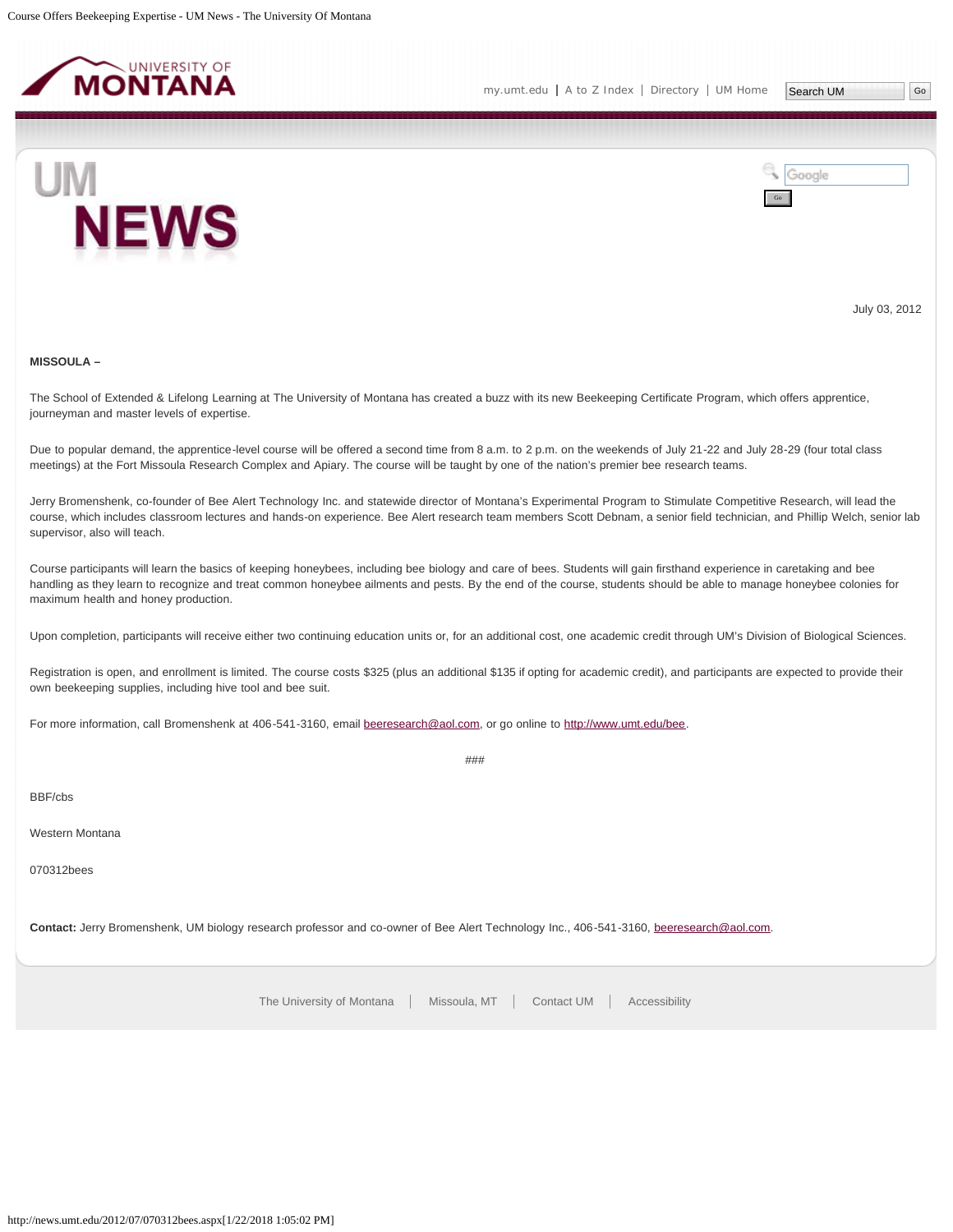July 03, 2012

**MISSOULA –**

The School of Extended & Lifelong Learning at The University of Montana has created a buzz with its new Beekeeping Certificate Program, which offers apprentice, journeyman and master levels of expertise.

Due to popular demand, the apprentice-level course will be offered a second time from 8 a.m. to 2 p.m. on the weekends of July 21-22 and July 28-29 (four total class meetings) at the Fort Missoula Research Complex and Apiary. The course will be taught by one of the nation's premier bee research teams.

Jerry Bromenshenk, co-founder of Bee Alert Technology Inc. and statewide director of Montana's Experimental Program to Stimulate Competitive Research, will lead the course, which includes classroom lectures and hands-on experience. Bee Alert research team members Scott Debnam, a senior field technician, and Phillip Welch, senior lab supervisor, also will teach.

Course participants will learn the basics of keeping honeybees, including bee biology and care of bees. Students will gain firsthand experience in caretaking and bee handling as they learn to recognize and treat common honeybee ailments and pests. By the end of the course, students should be able to manage honeybee colonies for maximum health and honey production.

Upon completion, participants will receive either two continuing education units or, for an additional cost, one academic credit through UM's Division of Biological Sciences.

Registration is open, and enrollment is limited. The course costs $325 (plus an additional $135 if opting for academic credit), and participants are expected to provide their own beekeeping supplies, including hive tool and bee suit.

For more information, call Bromenshenk at 406-541-3160, email beeresearch@aol.com, or go online to http://www.umt.edu/bee.

###

BBF/cbs

Western Montana

070312bees

**Contact:** Jerry Bromenshenk, UM biology research professor and co-owner of Bee Alert Technology Inc., 406-541-3160, beeresearch@aol.com.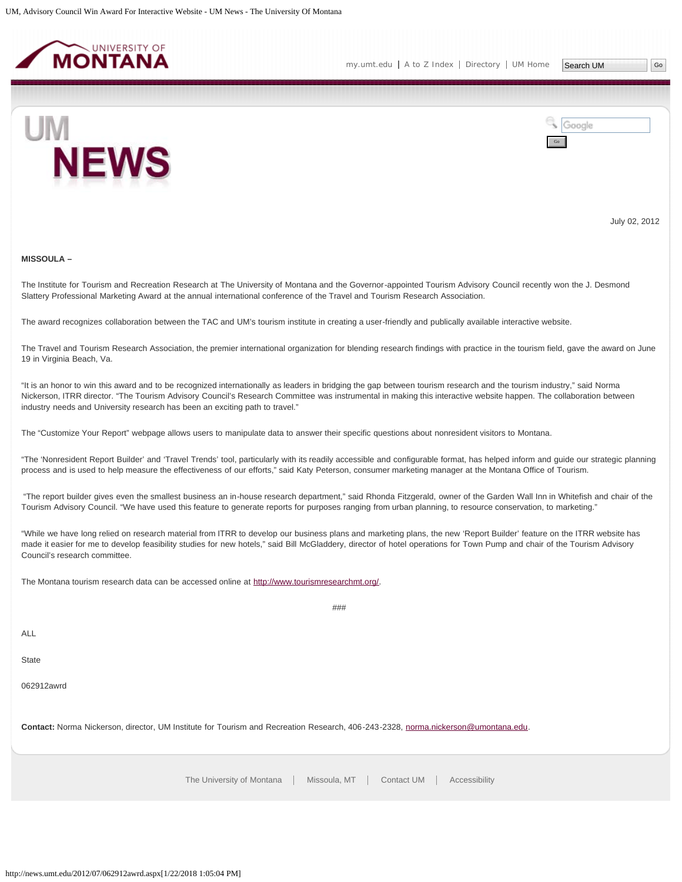July 02, 2012

**MISSOULA –**

The Institute for Tourism and Recreation Research at The University of Montana and the Governor-appointed Tourism Advisory Council recently won the J. Desmond Slattery Professional Marketing Award at the annual international conference of the Travel and Tourism Research Association.

The award recognizes collaboration between the TAC and UM's tourism institute in creating a user-friendly and publically available interactive website.

The Travel and Tourism Research Association, the premier international organization for blending research findings with practice in the tourism field, gave the award on June 19 in Virginia Beach, Va.

"It is an honor to win this award and to be recognized internationally as leaders in bridging the gap between tourism research and the tourism industry," said Norma Nickerson, ITRR director. "The Tourism Advisory Council's Research Committee was instrumental in making this interactive website happen. The collaboration between industry needs and University research has been an exciting path to travel."

The "Customize Your Report" webpage allows users to manipulate data to answer their specific questions about nonresident visitors to Montana.

"The 'Nonresident Report Builder' and 'Travel Trends' tool, particularly with its readily accessible and configurable format, has helped inform and guide our strategic planning process and is used to help measure the effectiveness of our efforts," said Katy Peterson, consumer marketing manager at the Montana Office of Tourism.

"The report builder gives even the smallest business an in-house research department," said Rhonda Fitzgerald, owner of the Garden Wall Inn in Whitefish and chair of the Tourism Advisory Council. "We have used this feature to generate reports for purposes ranging from urban planning, to resource conservation, to marketing."

"While we have long relied on research material from ITRR to develop our business plans and marketing plans, the new 'Report Builder' feature on the ITRR website has made it easier for me to develop feasibility studies for new hotels," said Bill McGladdery, director of hotel operations for Town Pump and chair of the Tourism Advisory Council's research committee.

The Montana tourism research data can be accessed online at http://www.tourismresearchmt.org/.

###

ALL

State

062912awrd

**Contact:** Norma Nickerson, director, UM Institute for Tourism and Recreation Research, 406-243-2328, norma.nickerson@umontana.edu.